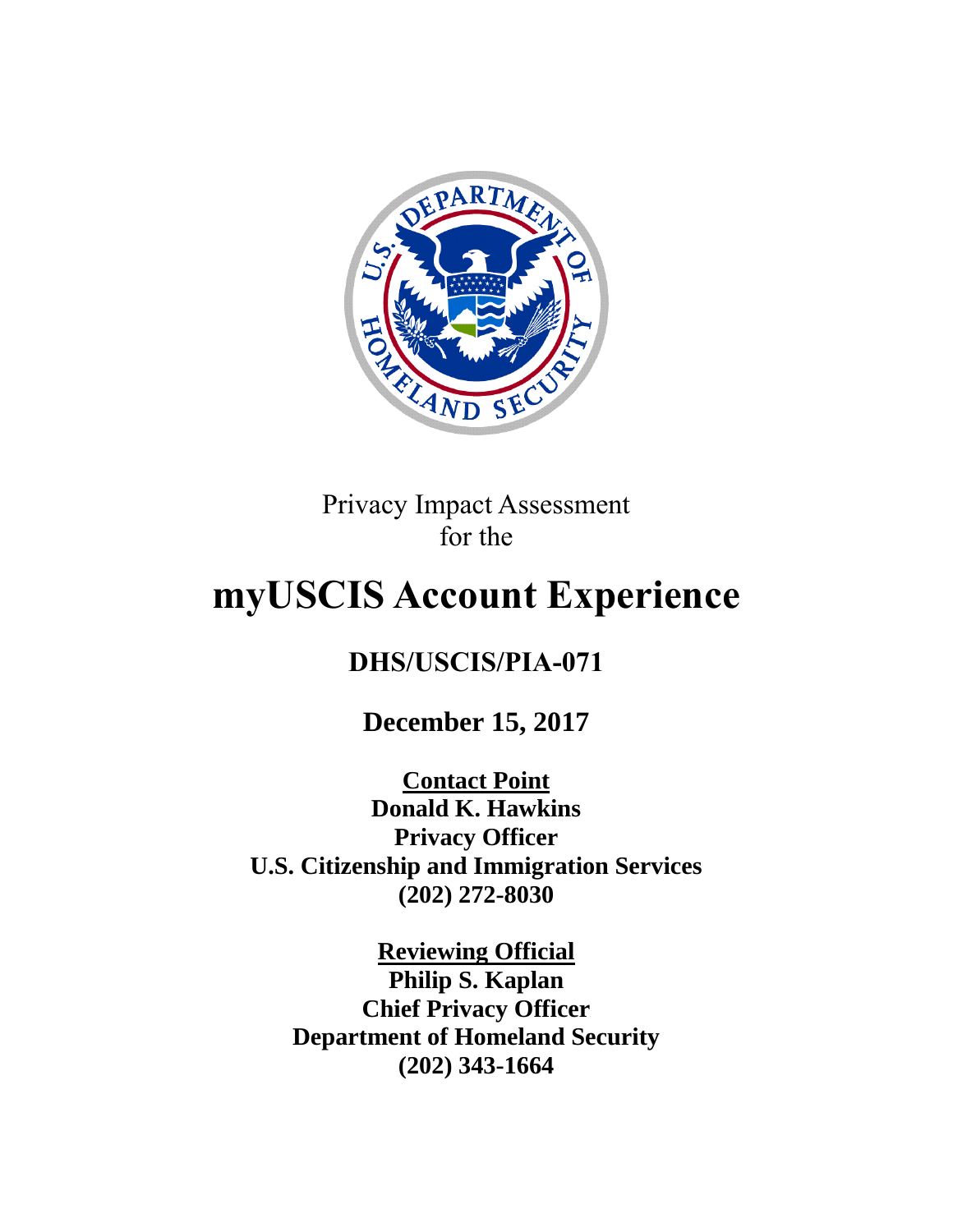Privacy Impact Assessment
for the

# myUSCIS Account Experience

## DHS/USCIS/PIA-071

**December 15, 2017**

**Contact Point**
**Donald K. Hawkins**
**Privacy Officer**
**U.S. Citizenship and Immigration Services**
**(202) 272-8030**

**Reviewing Official**
**Philip S. Kaplan**
**Chief Privacy Officer**
**Department of Homeland Security**
**(202) 343-1664**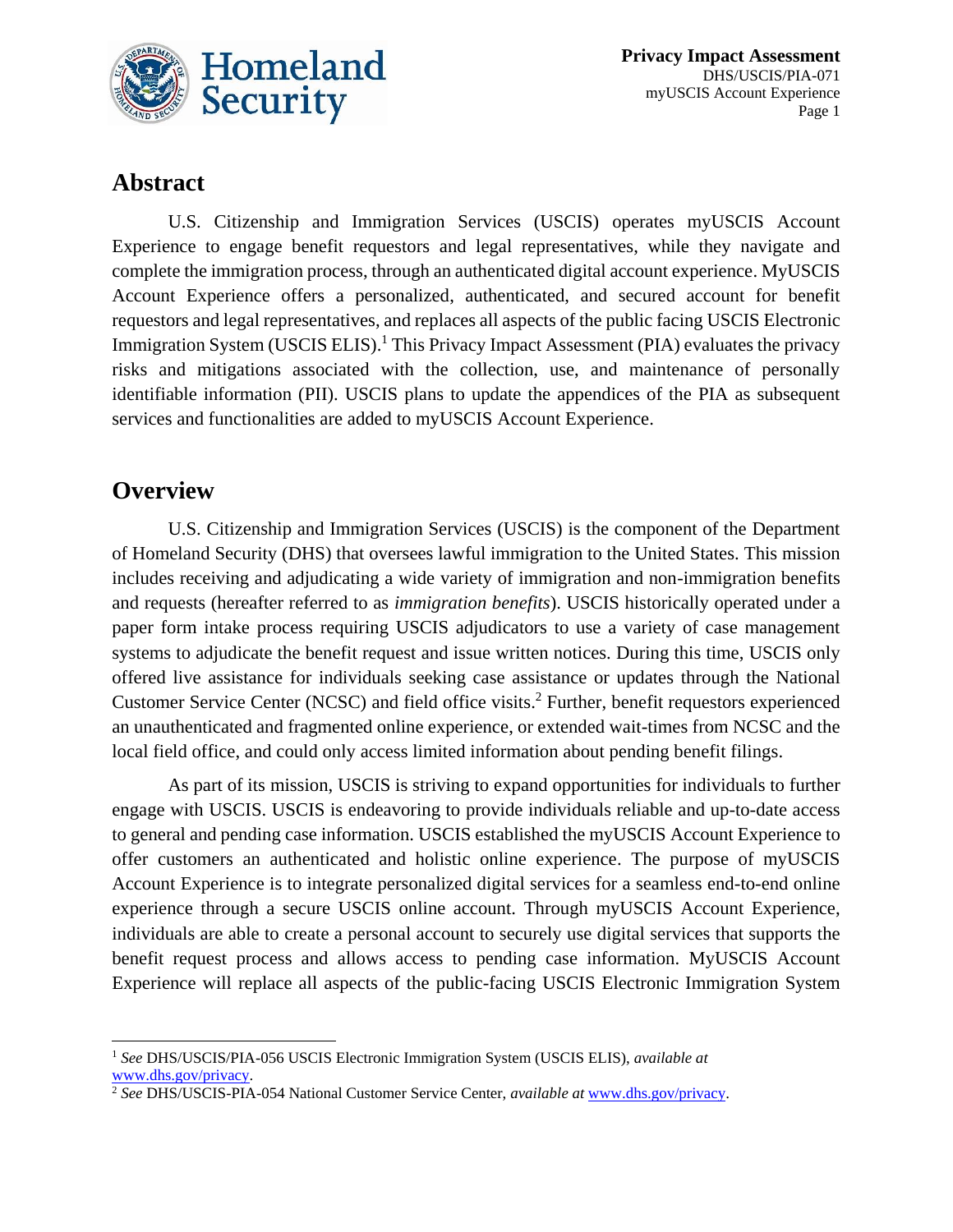## Abstract

U.S. Citizenship and Immigration Services (USCIS) operates myUSCIS Account Experience to engage benefit requestors and legal representatives, while they navigate and complete the immigration process, through an authenticated digital account experience. MyUSCIS Account Experience offers a personalized, authenticated, and secured account for benefit requestors and legal representatives, and replaces all aspects of the public facing USCIS Electronic Immigration System (USCIS ELIS).[1] This Privacy Impact Assessment (PIA) evaluates the privacy risks and mitigations associated with the collection, use, and maintenance of personally identifiable information (PII). USCIS plans to update the appendices of the PIA as subsequent services and functionalities are added to myUSCIS Account Experience.

## Overview

U.S. Citizenship and Immigration Services (USCIS) is the component of the Department of Homeland Security (DHS) that oversees lawful immigration to the United States. This mission includes receiving and adjudicating a wide variety of immigration and non-immigration benefits and requests (hereafter referred to as *immigration benefits*). USCIS historically operated under a paper form intake process requiring USCIS adjudicators to use a variety of case management systems to adjudicate the benefit request and issue written notices. During this time, USCIS only offered live assistance for individuals seeking case assistance or updates through the National Customer Service Center (NCSC) and field office visits.[2] Further, benefit requestors experienced an unauthenticated and fragmented online experience, or extended wait-times from NCSC and the local field office, and could only access limited information about pending benefit filings.

As part of its mission, USCIS is striving to expand opportunities for individuals to further engage with USCIS. USCIS is endeavoring to provide individuals reliable and up-to-date access to general and pending case information. USCIS established the myUSCIS Account Experience to offer customers an authenticated and holistic online experience. The purpose of myUSCIS Account Experience is to integrate personalized digital services for a seamless end-to-end online experience through a secure USCIS online account. Through myUSCIS Account Experience, individuals are able to create a personal account to securely use digital services that supports the benefit request process and allows access to pending case information. MyUSCIS Account Experience will replace all aspects of the public-facing USCIS Electronic Immigration System

---

[1] *See* DHS/USCIS/PIA-056 USCIS Electronic Immigration System (USCIS ELIS), *available at* www.dhs.gov/privacy.

[2] *See* DHS/USCIS-PIA-054 National Customer Service Center, *available at* www.dhs.gov/privacy.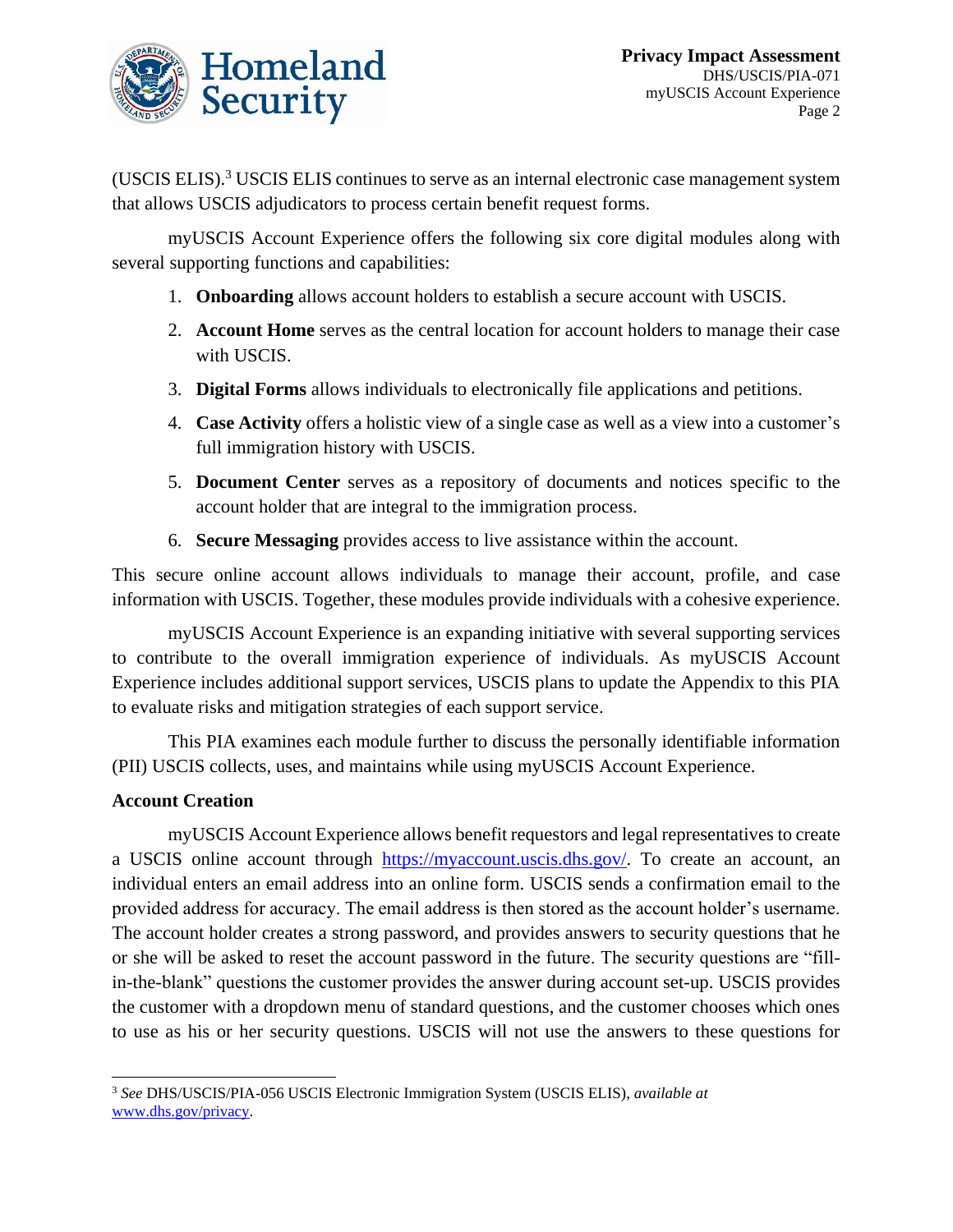(USCIS ELIS).[3] USCIS ELIS continues to serve as an internal electronic case management system that allows USCIS adjudicators to process certain benefit request forms.

myUSCIS Account Experience offers the following six core digital modules along with several supporting functions and capabilities:

1. **Onboarding** allows account holders to establish a secure account with USCIS.
2. **Account Home** serves as the central location for account holders to manage their case with USCIS.
3. **Digital Forms** allows individuals to electronically file applications and petitions.
4. **Case Activity** offers a holistic view of a single case as well as a view into a customer's full immigration history with USCIS.
5. **Document Center** serves as a repository of documents and notices specific to the account holder that are integral to the immigration process.
6. **Secure Messaging** provides access to live assistance within the account.

This secure online account allows individuals to manage their account, profile, and case information with USCIS. Together, these modules provide individuals with a cohesive experience.

myUSCIS Account Experience is an expanding initiative with several supporting services to contribute to the overall immigration experience of individuals. As myUSCIS Account Experience includes additional support services, USCIS plans to update the Appendix to this PIA to evaluate risks and mitigation strategies of each support service.

This PIA examines each module further to discuss the personally identifiable information (PII) USCIS collects, uses, and maintains while using myUSCIS Account Experience.

**Account Creation**

myUSCIS Account Experience allows benefit requestors and legal representatives to create a USCIS online account through https://myaccount.uscis.dhs.gov/. To create an account, an individual enters an email address into an online form. USCIS sends a confirmation email to the provided address for accuracy. The email address is then stored as the account holder's username. The account holder creates a strong password, and provides answers to security questions that he or she will be asked to reset the account password in the future. The security questions are "fill-in-the-blank" questions the customer provides the answer during account set-up. USCIS provides the customer with a dropdown menu of standard questions, and the customer chooses which ones to use as his or her security questions. USCIS will not use the answers to these questions for

[3] *See* DHS/USCIS/PIA-056 USCIS Electronic Immigration System (USCIS ELIS), *available at* www.dhs.gov/privacy.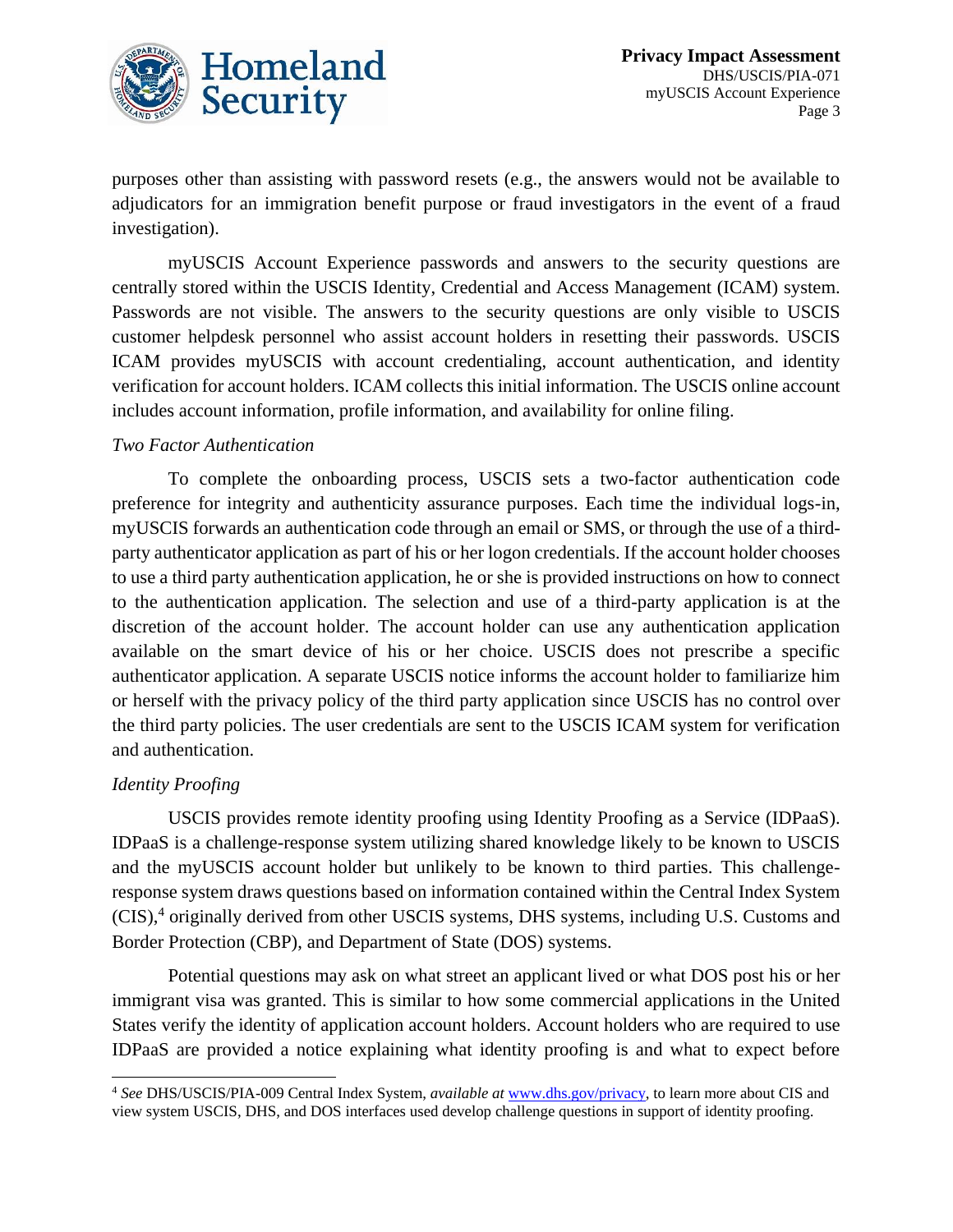purposes other than assisting with password resets (e.g., the answers would not be available to adjudicators for an immigration benefit purpose or fraud investigators in the event of a fraud investigation).

myUSCIS Account Experience passwords and answers to the security questions are centrally stored within the USCIS Identity, Credential and Access Management (ICAM) system. Passwords are not visible. The answers to the security questions are only visible to USCIS customer helpdesk personnel who assist account holders in resetting their passwords. USCIS ICAM provides myUSCIS with account credentialing, account authentication, and identity verification for account holders. ICAM collects this initial information. The USCIS online account includes account information, profile information, and availability for online filing.

*Two Factor Authentication*

To complete the onboarding process, USCIS sets a two-factor authentication code preference for integrity and authenticity assurance purposes. Each time the individual logs-in, myUSCIS forwards an authentication code through an email or SMS, or through the use of a third-party authenticator application as part of his or her logon credentials. If the account holder chooses to use a third party authentication application, he or she is provided instructions on how to connect to the authentication application. The selection and use of a third-party application is at the discretion of the account holder. The account holder can use any authentication application available on the smart device of his or her choice. USCIS does not prescribe a specific authenticator application. A separate USCIS notice informs the account holder to familiarize him or herself with the privacy policy of the third party application since USCIS has no control over the third party policies. The user credentials are sent to the USCIS ICAM system for verification and authentication.

*Identity Proofing*

USCIS provides remote identity proofing using Identity Proofing as a Service (IDPaaS). IDPaaS is a challenge-response system utilizing shared knowledge likely to be known to USCIS and the myUSCIS account holder but unlikely to be known to third parties. This challenge-response system draws questions based on information contained within the Central Index System (CIS),[4] originally derived from other USCIS systems, DHS systems, including U.S. Customs and Border Protection (CBP), and Department of State (DOS) systems.

Potential questions may ask on what street an applicant lived or what DOS post his or her immigrant visa was granted. This is similar to how some commercial applications in the United States verify the identity of application account holders. Account holders who are required to use IDPaaS are provided a notice explaining what identity proofing is and what to expect before

[4] *See* DHS/USCIS/PIA-009 Central Index System, *available at* www.dhs.gov/privacy, to learn more about CIS and view system USCIS, DHS, and DOS interfaces used develop challenge questions in support of identity proofing.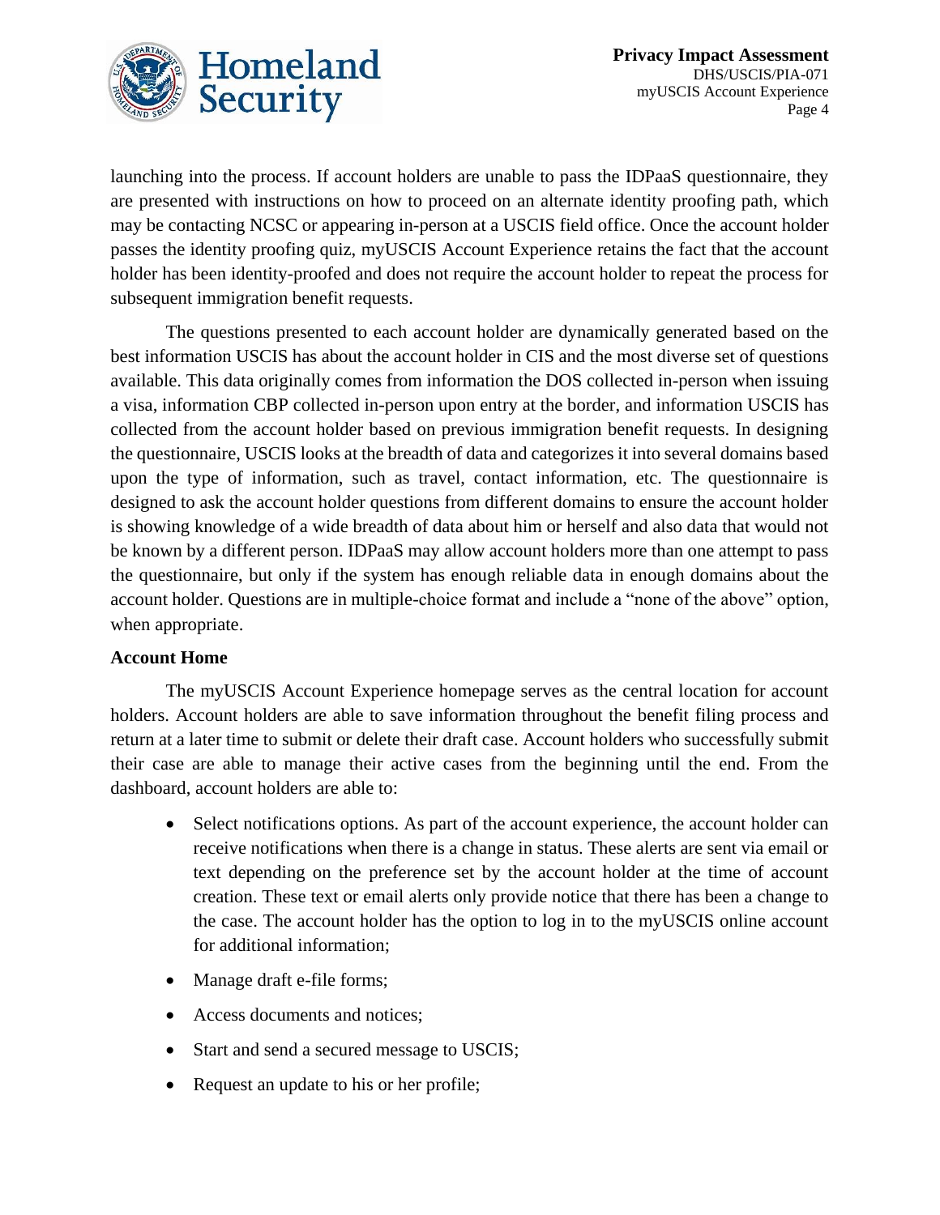launching into the process. If account holders are unable to pass the IDPaaS questionnaire, they are presented with instructions on how to proceed on an alternate identity proofing path, which may be contacting NCSC or appearing in-person at a USCIS field office. Once the account holder passes the identity proofing quiz, myUSCIS Account Experience retains the fact that the account holder has been identity-proofed and does not require the account holder to repeat the process for subsequent immigration benefit requests.

The questions presented to each account holder are dynamically generated based on the best information USCIS has about the account holder in CIS and the most diverse set of questions available. This data originally comes from information the DOS collected in-person when issuing a visa, information CBP collected in-person upon entry at the border, and information USCIS has collected from the account holder based on previous immigration benefit requests. In designing the questionnaire, USCIS looks at the breadth of data and categorizes it into several domains based upon the type of information, such as travel, contact information, etc. The questionnaire is designed to ask the account holder questions from different domains to ensure the account holder is showing knowledge of a wide breadth of data about him or herself and also data that would not be known by a different person. IDPaaS may allow account holders more than one attempt to pass the questionnaire, but only if the system has enough reliable data in enough domains about the account holder. Questions are in multiple-choice format and include a "none of the above" option, when appropriate.

**Account Home**

The myUSCIS Account Experience homepage serves as the central location for account holders. Account holders are able to save information throughout the benefit filing process and return at a later time to submit or delete their draft case. Account holders who successfully submit their case are able to manage their active cases from the beginning until the end. From the dashboard, account holders are able to:

- Select notifications options. As part of the account experience, the account holder can receive notifications when there is a change in status. These alerts are sent via email or text depending on the preference set by the account holder at the time of account creation. These text or email alerts only provide notice that there has been a change to the case. The account holder has the option to log in to the myUSCIS online account for additional information;
- Manage draft e-file forms;
- Access documents and notices;
- Start and send a secured message to USCIS;
- Request an update to his or her profile;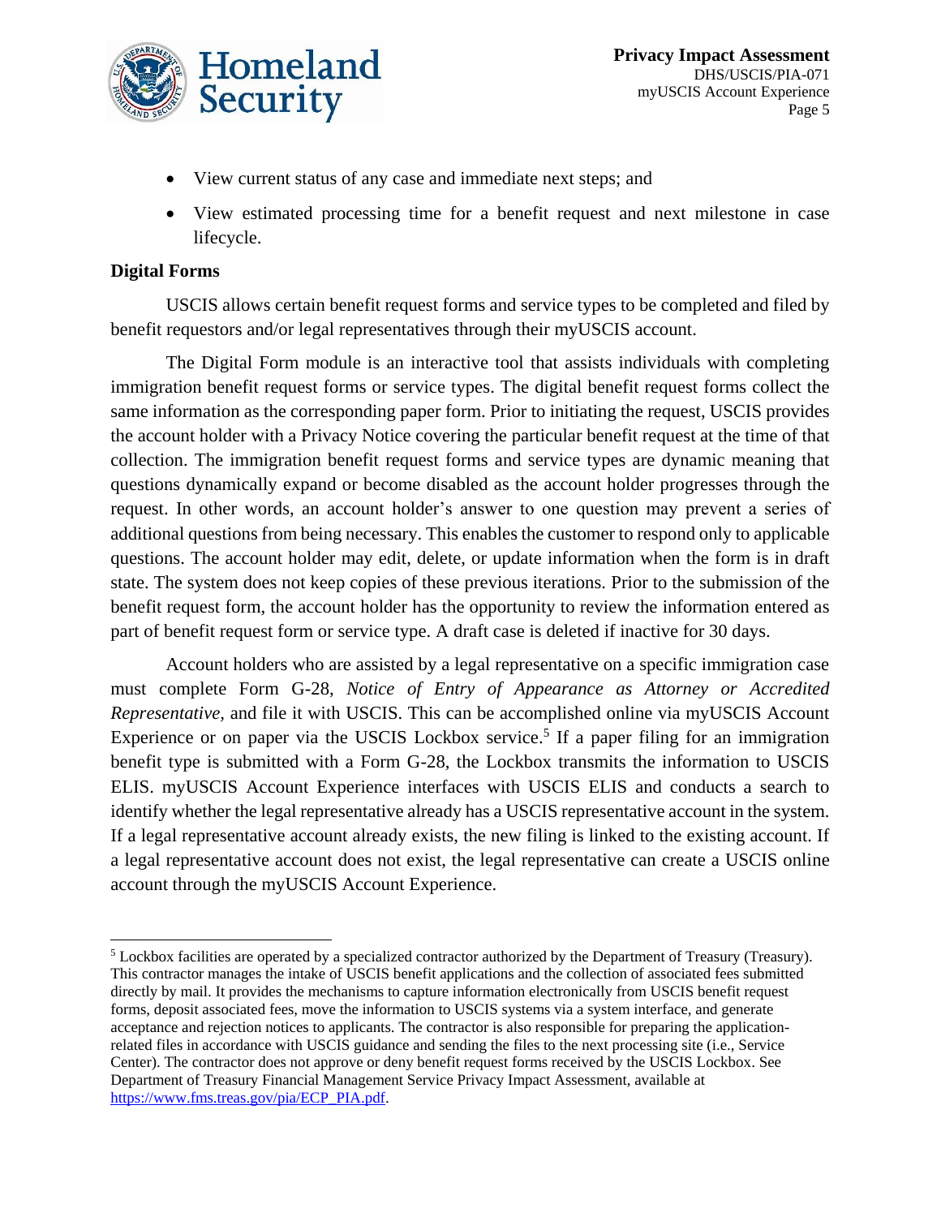- View current status of any case and immediate next steps; and
- View estimated processing time for a benefit request and next milestone in case lifecycle.

**Digital Forms**

USCIS allows certain benefit request forms and service types to be completed and filed by benefit requestors and/or legal representatives through their myUSCIS account.

The Digital Form module is an interactive tool that assists individuals with completing immigration benefit request forms or service types. The digital benefit request forms collect the same information as the corresponding paper form. Prior to initiating the request, USCIS provides the account holder with a Privacy Notice covering the particular benefit request at the time of that collection. The immigration benefit request forms and service types are dynamic meaning that questions dynamically expand or become disabled as the account holder progresses through the request. In other words, an account holder's answer to one question may prevent a series of additional questions from being necessary. This enables the customer to respond only to applicable questions. The account holder may edit, delete, or update information when the form is in draft state. The system does not keep copies of these previous iterations. Prior to the submission of the benefit request form, the account holder has the opportunity to review the information entered as part of benefit request form or service type. A draft case is deleted if inactive for 30 days.

Account holders who are assisted by a legal representative on a specific immigration case must complete Form G-28, *Notice of Entry of Appearance as Attorney or Accredited Representative,* and file it with USCIS. This can be accomplished online via myUSCIS Account Experience or on paper via the USCIS Lockbox service.[5] If a paper filing for an immigration benefit type is submitted with a Form G-28, the Lockbox transmits the information to USCIS ELIS. myUSCIS Account Experience interfaces with USCIS ELIS and conducts a search to identify whether the legal representative already has a USCIS representative account in the system. If a legal representative account already exists, the new filing is linked to the existing account. If a legal representative account does not exist, the legal representative can create a USCIS online account through the myUSCIS Account Experience.

---

[5] Lockbox facilities are operated by a specialized contractor authorized by the Department of Treasury (Treasury). This contractor manages the intake of USCIS benefit applications and the collection of associated fees submitted directly by mail. It provides the mechanisms to capture information electronically from USCIS benefit request forms, deposit associated fees, move the information to USCIS systems via a system interface, and generate acceptance and rejection notices to applicants. The contractor is also responsible for preparing the application-related files in accordance with USCIS guidance and sending the files to the next processing site (i.e., Service Center). The contractor does not approve or deny benefit request forms received by the USCIS Lockbox. See Department of Treasury Financial Management Service Privacy Impact Assessment, available at https://www.fms.treas.gov/pia/ECP_PIA.pdf.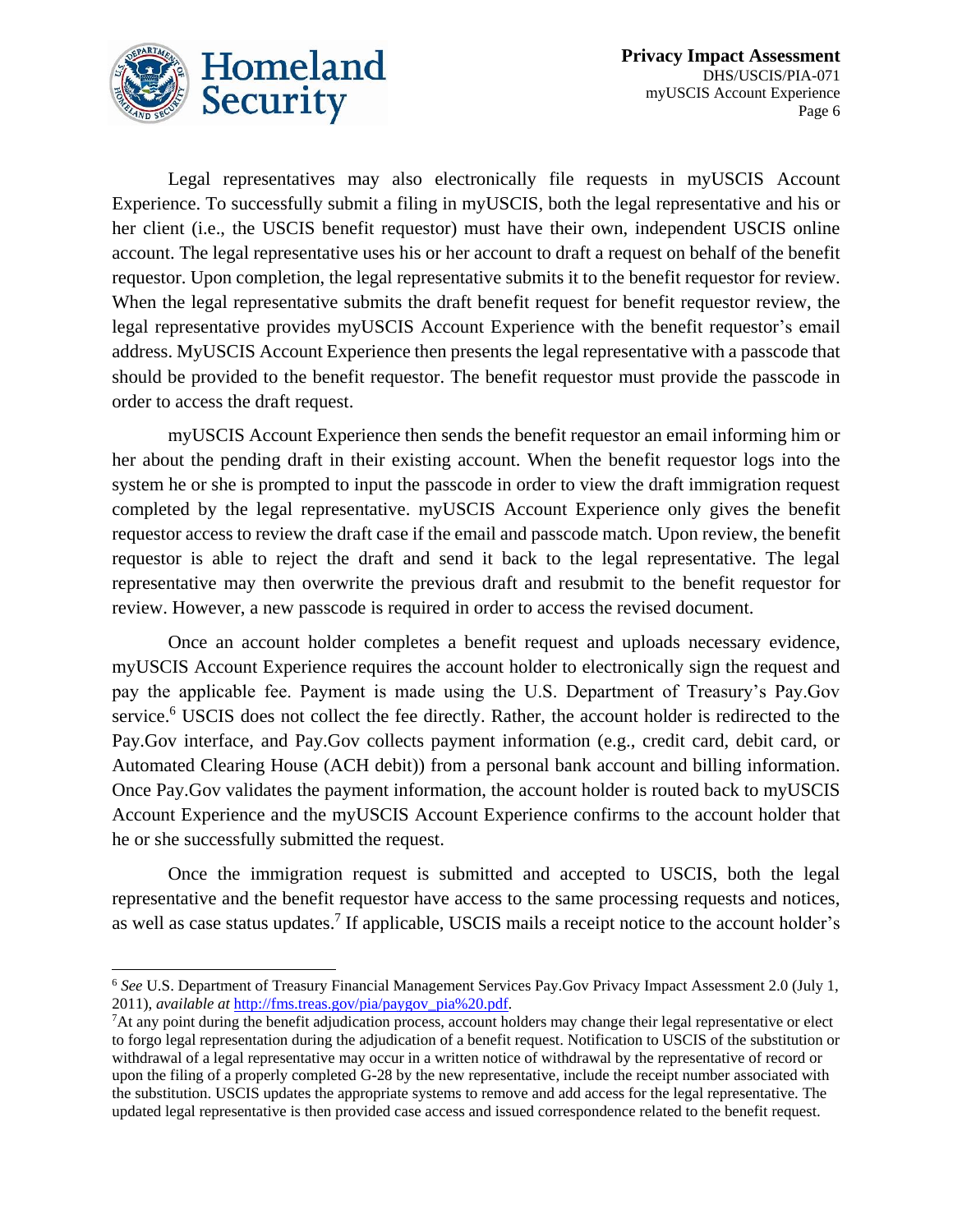Legal representatives may also electronically file requests in myUSCIS Account Experience. To successfully submit a filing in myUSCIS, both the legal representative and his or her client (i.e., the USCIS benefit requestor) must have their own, independent USCIS online account. The legal representative uses his or her account to draft a request on behalf of the benefit requestor. Upon completion, the legal representative submits it to the benefit requestor for review. When the legal representative submits the draft benefit request for benefit requestor review, the legal representative provides myUSCIS Account Experience with the benefit requestor's email address. MyUSCIS Account Experience then presents the legal representative with a passcode that should be provided to the benefit requestor. The benefit requestor must provide the passcode in order to access the draft request.

myUSCIS Account Experience then sends the benefit requestor an email informing him or her about the pending draft in their existing account. When the benefit requestor logs into the system he or she is prompted to input the passcode in order to view the draft immigration request completed by the legal representative. myUSCIS Account Experience only gives the benefit requestor access to review the draft case if the email and passcode match. Upon review, the benefit requestor is able to reject the draft and send it back to the legal representative. The legal representative may then overwrite the previous draft and resubmit to the benefit requestor for review. However, a new passcode is required in order to access the revised document.

Once an account holder completes a benefit request and uploads necessary evidence, myUSCIS Account Experience requires the account holder to electronically sign the request and pay the applicable fee. Payment is made using the U.S. Department of Treasury's Pay.Gov service.[6] USCIS does not collect the fee directly. Rather, the account holder is redirected to the Pay.Gov interface, and Pay.Gov collects payment information (e.g., credit card, debit card, or Automated Clearing House (ACH debit)) from a personal bank account and billing information. Once Pay.Gov validates the payment information, the account holder is routed back to myUSCIS Account Experience and the myUSCIS Account Experience confirms to the account holder that he or she successfully submitted the request.

Once the immigration request is submitted and accepted to USCIS, both the legal representative and the benefit requestor have access to the same processing requests and notices, as well as case status updates.[7] If applicable, USCIS mails a receipt notice to the account holder's

---

[6] *See* U.S. Department of Treasury Financial Management Services Pay.Gov Privacy Impact Assessment 2.0 (July 1, 2011), *available at* http://fms.treas.gov/pia/paygov_pia%20.pdf.

[7] At any point during the benefit adjudication process, account holders may change their legal representative or elect to forgo legal representation during the adjudication of a benefit request. Notification to USCIS of the substitution or withdrawal of a legal representative may occur in a written notice of withdrawal by the representative of record or upon the filing of a properly completed G-28 by the new representative, include the receipt number associated with the substitution. USCIS updates the appropriate systems to remove and add access for the legal representative. The updated legal representative is then provided case access and issued correspondence related to the benefit request.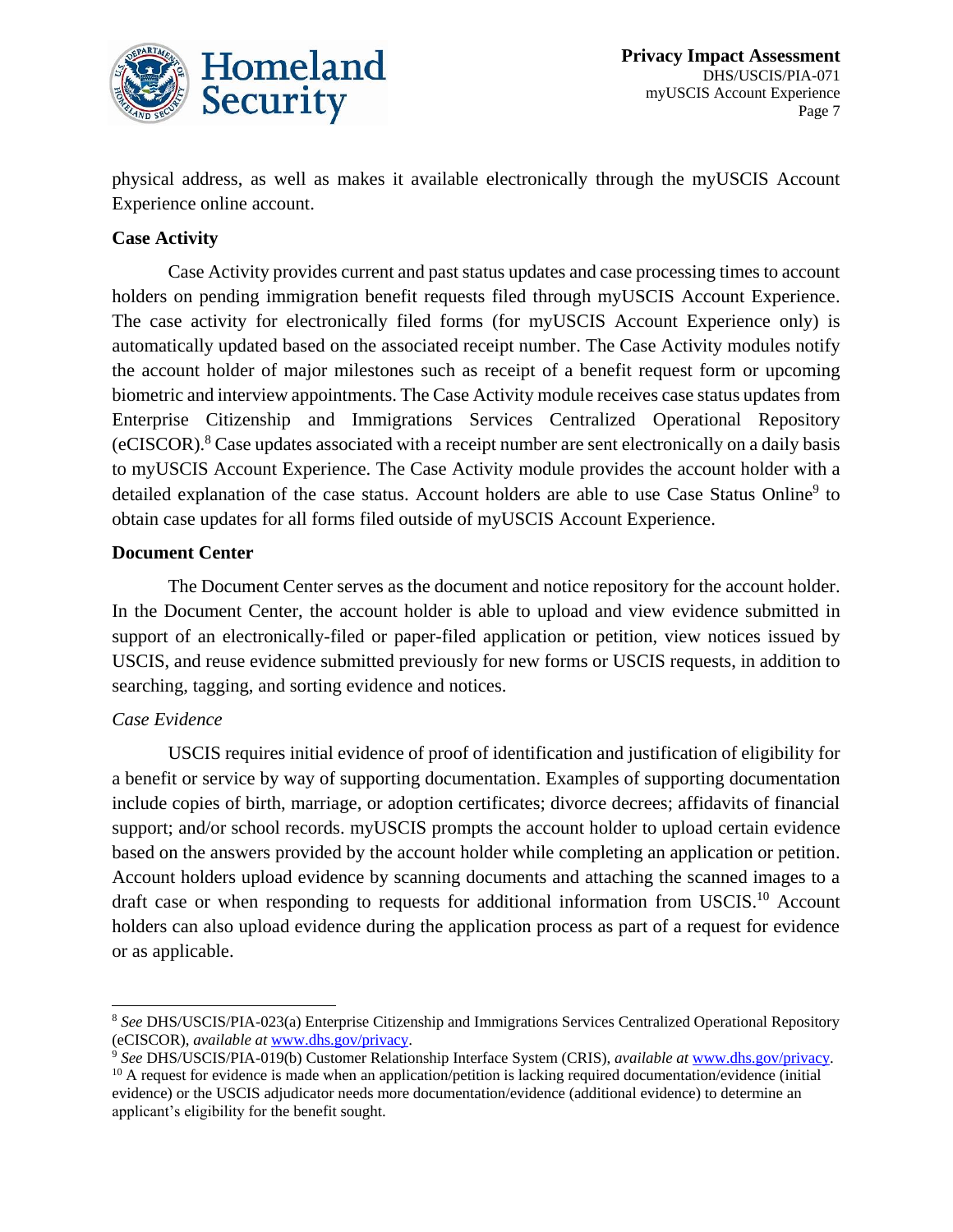physical address, as well as makes it available electronically through the myUSCIS Account Experience online account.

**Case Activity**

Case Activity provides current and past status updates and case processing times to account holders on pending immigration benefit requests filed through myUSCIS Account Experience. The case activity for electronically filed forms (for myUSCIS Account Experience only) is automatically updated based on the associated receipt number. The Case Activity modules notify the account holder of major milestones such as receipt of a benefit request form or upcoming biometric and interview appointments. The Case Activity module receives case status updates from Enterprise Citizenship and Immigrations Services Centralized Operational Repository (eCISCOR).[8] Case updates associated with a receipt number are sent electronically on a daily basis to myUSCIS Account Experience. The Case Activity module provides the account holder with a detailed explanation of the case status. Account holders are able to use Case Status Online[9] to obtain case updates for all forms filed outside of myUSCIS Account Experience.

**Document Center**

The Document Center serves as the document and notice repository for the account holder. In the Document Center, the account holder is able to upload and view evidence submitted in support of an electronically-filed or paper-filed application or petition, view notices issued by USCIS, and reuse evidence submitted previously for new forms or USCIS requests, in addition to searching, tagging, and sorting evidence and notices.

*Case Evidence*

USCIS requires initial evidence of proof of identification and justification of eligibility for a benefit or service by way of supporting documentation. Examples of supporting documentation include copies of birth, marriage, or adoption certificates; divorce decrees; affidavits of financial support; and/or school records. myUSCIS prompts the account holder to upload certain evidence based on the answers provided by the account holder while completing an application or petition. Account holders upload evidence by scanning documents and attaching the scanned images to a draft case or when responding to requests for additional information from USCIS.[10] Account holders can also upload evidence during the application process as part of a request for evidence or as applicable.

---

[8] *See* DHS/USCIS/PIA-023(a) Enterprise Citizenship and Immigrations Services Centralized Operational Repository (eCISCOR), *available at* www.dhs.gov/privacy.

[9] *See* DHS/USCIS/PIA-019(b) Customer Relationship Interface System (CRIS), *available at* www.dhs.gov/privacy.

[10] A request for evidence is made when an application/petition is lacking required documentation/evidence (initial evidence) or the USCIS adjudicator needs more documentation/evidence (additional evidence) to determine an applicant's eligibility for the benefit sought.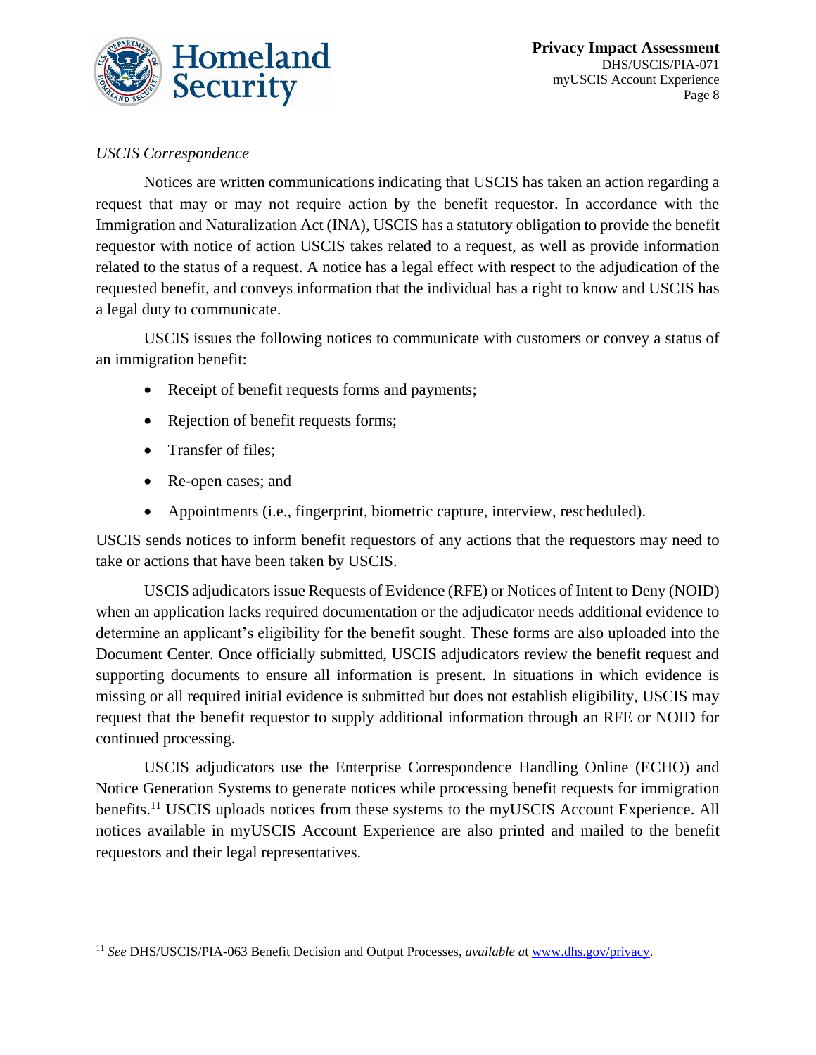*USCIS Correspondence*

Notices are written communications indicating that USCIS has taken an action regarding a request that may or may not require action by the benefit requestor. In accordance with the Immigration and Naturalization Act (INA), USCIS has a statutory obligation to provide the benefit requestor with notice of action USCIS takes related to a request, as well as provide information related to the status of a request. A notice has a legal effect with respect to the adjudication of the requested benefit, and conveys information that the individual has a right to know and USCIS has a legal duty to communicate.

USCIS issues the following notices to communicate with customers or convey a status of an immigration benefit:

- Receipt of benefit requests forms and payments;
- Rejection of benefit requests forms;
- Transfer of files;
- Re-open cases; and
- Appointments (i.e., fingerprint, biometric capture, interview, rescheduled).

USCIS sends notices to inform benefit requestors of any actions that the requestors may need to take or actions that have been taken by USCIS.

USCIS adjudicators issue Requests of Evidence (RFE) or Notices of Intent to Deny (NOID) when an application lacks required documentation or the adjudicator needs additional evidence to determine an applicant's eligibility for the benefit sought. These forms are also uploaded into the Document Center. Once officially submitted, USCIS adjudicators review the benefit request and supporting documents to ensure all information is present. In situations in which evidence is missing or all required initial evidence is submitted but does not establish eligibility, USCIS may request that the benefit requestor to supply additional information through an RFE or NOID for continued processing.

USCIS adjudicators use the Enterprise Correspondence Handling Online (ECHO) and Notice Generation Systems to generate notices while processing benefit requests for immigration benefits.[11] USCIS uploads notices from these systems to the myUSCIS Account Experience. All notices available in myUSCIS Account Experience are also printed and mailed to the benefit requestors and their legal representatives.

---

[11] *See* DHS/USCIS/PIA-063 Benefit Decision and Output Processes, *available a*t www.dhs.gov/privacy.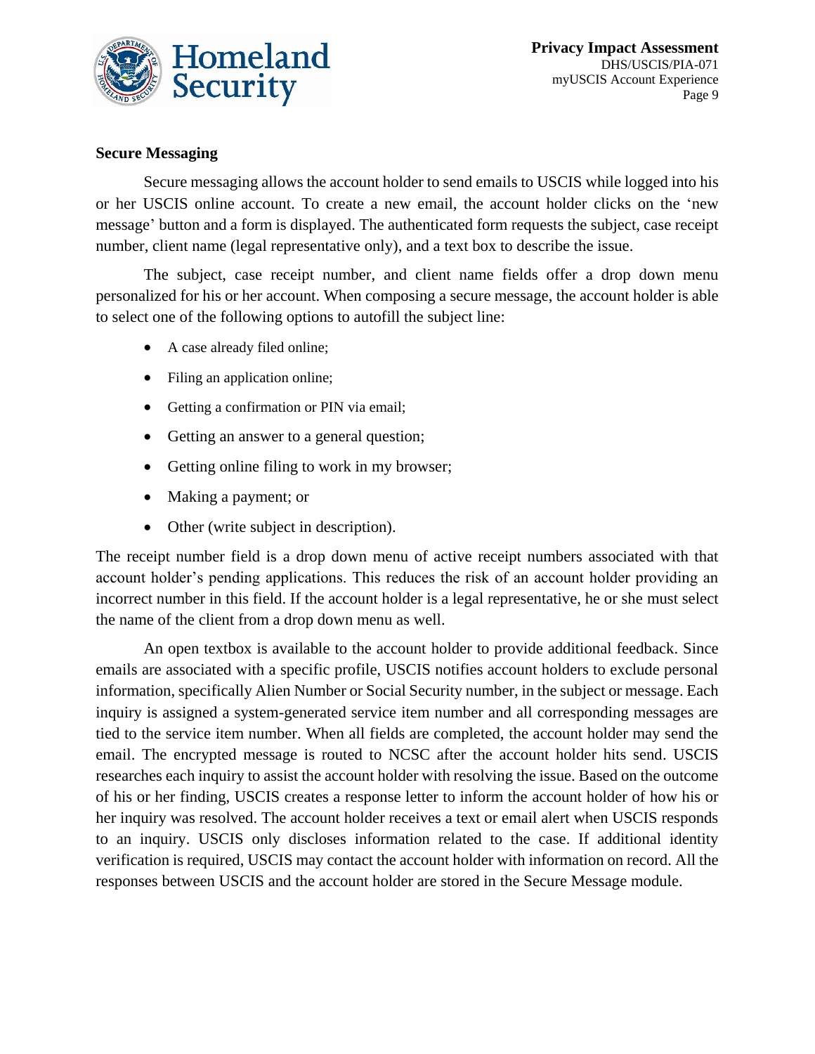**Secure Messaging**

Secure messaging allows the account holder to send emails to USCIS while logged into his or her USCIS online account. To create a new email, the account holder clicks on the 'new message' button and a form is displayed. The authenticated form requests the subject, case receipt number, client name (legal representative only), and a text box to describe the issue.

The subject, case receipt number, and client name fields offer a drop down menu personalized for his or her account. When composing a secure message, the account holder is able to select one of the following options to autofill the subject line:

- A case already filed online;
- Filing an application online;
- Getting a confirmation or PIN via email;
- Getting an answer to a general question;
- Getting online filing to work in my browser;
- Making a payment; or
- Other (write subject in description).

The receipt number field is a drop down menu of active receipt numbers associated with that account holder's pending applications. This reduces the risk of an account holder providing an incorrect number in this field. If the account holder is a legal representative, he or she must select the name of the client from a drop down menu as well.

An open textbox is available to the account holder to provide additional feedback. Since emails are associated with a specific profile, USCIS notifies account holders to exclude personal information, specifically Alien Number or Social Security number, in the subject or message. Each inquiry is assigned a system-generated service item number and all corresponding messages are tied to the service item number. When all fields are completed, the account holder may send the email. The encrypted message is routed to NCSC after the account holder hits send. USCIS researches each inquiry to assist the account holder with resolving the issue. Based on the outcome of his or her finding, USCIS creates a response letter to inform the account holder of how his or her inquiry was resolved. The account holder receives a text or email alert when USCIS responds to an inquiry. USCIS only discloses information related to the case. If additional identity verification is required, USCIS may contact the account holder with information on record. All the responses between USCIS and the account holder are stored in the Secure Message module.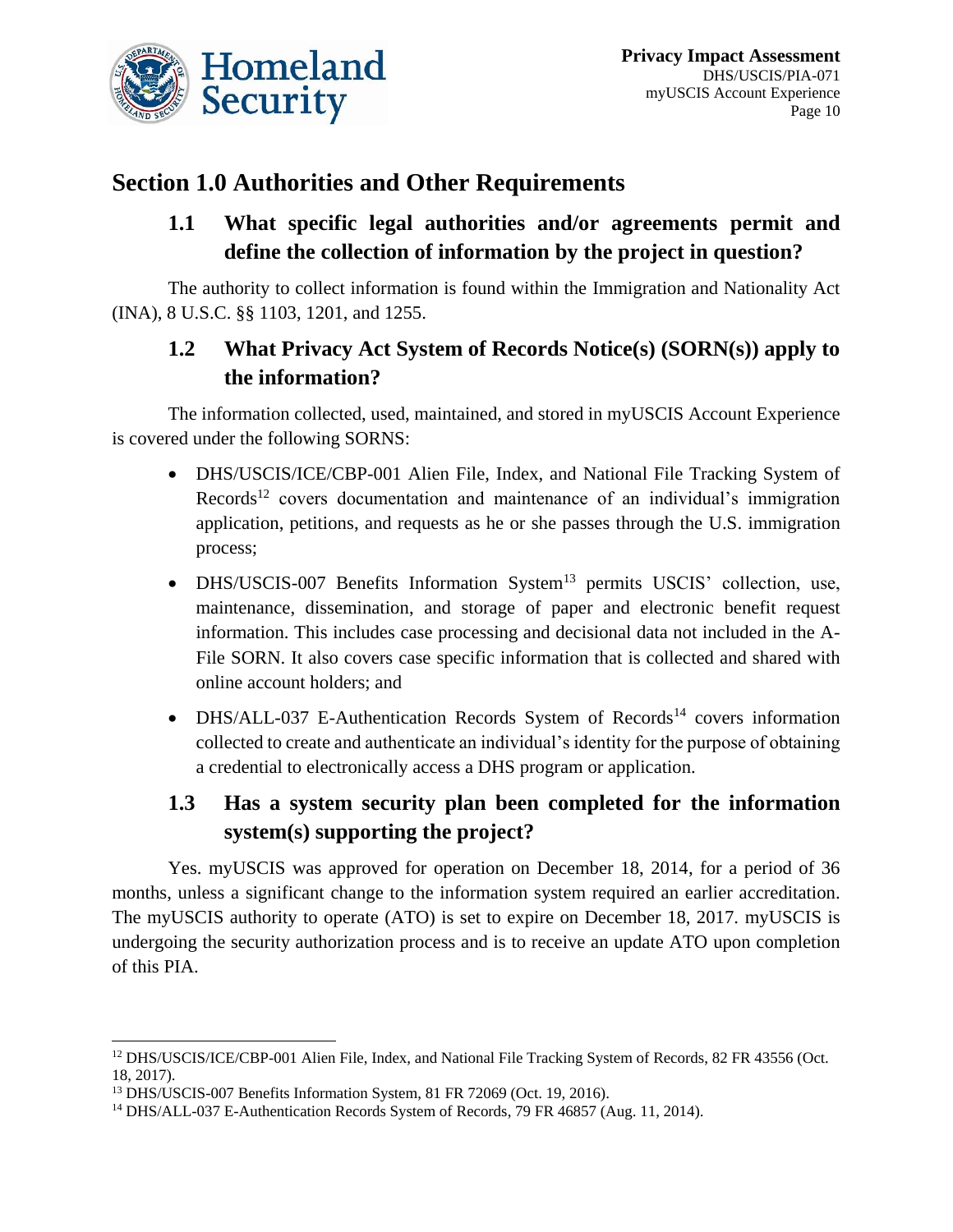## Section 1.0 Authorities and Other Requirements

### 1.1 What specific legal authorities and/or agreements permit and define the collection of information by the project in question?

The authority to collect information is found within the Immigration and Nationality Act (INA), 8 U.S.C. §§ 1103, 1201, and 1255.

### 1.2 What Privacy Act System of Records Notice(s) (SORN(s)) apply to the information?

The information collected, used, maintained, and stored in myUSCIS Account Experience is covered under the following SORNS:

- DHS/USCIS/ICE/CBP-001 Alien File, Index, and National File Tracking System of Records[12] covers documentation and maintenance of an individual's immigration application, petitions, and requests as he or she passes through the U.S. immigration process;
- DHS/USCIS-007 Benefits Information System[13] permits USCIS' collection, use, maintenance, dissemination, and storage of paper and electronic benefit request information. This includes case processing and decisional data not included in the A-File SORN. It also covers case specific information that is collected and shared with online account holders; and
- DHS/ALL-037 E-Authentication Records System of Records[14] covers information collected to create and authenticate an individual's identity for the purpose of obtaining a credential to electronically access a DHS program or application.

### 1.3 Has a system security plan been completed for the information system(s) supporting the project?

Yes. myUSCIS was approved for operation on December 18, 2014, for a period of 36 months, unless a significant change to the information system required an earlier accreditation. The myUSCIS authority to operate (ATO) is set to expire on December 18, 2017. myUSCIS is undergoing the security authorization process and is to receive an update ATO upon completion of this PIA.

---

[12] DHS/USCIS/ICE/CBP-001 Alien File, Index, and National File Tracking System of Records, 82 FR 43556 (Oct. 18, 2017).

[13] DHS/USCIS-007 Benefits Information System, 81 FR 72069 (Oct. 19, 2016).

[14] DHS/ALL-037 E-Authentication Records System of Records, 79 FR 46857 (Aug. 11, 2014).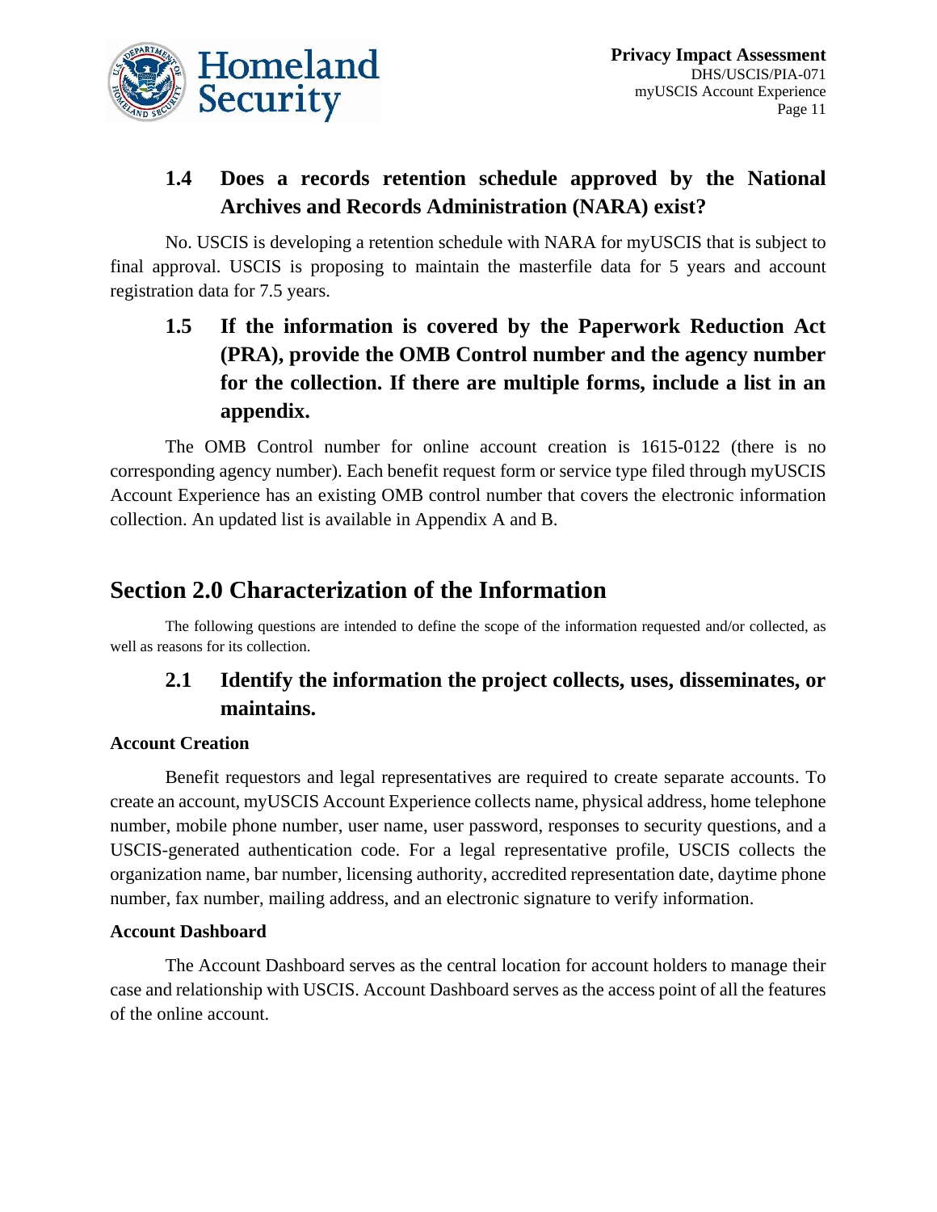### 1.4 Does a records retention schedule approved by the National Archives and Records Administration (NARA) exist?

No. USCIS is developing a retention schedule with NARA for myUSCIS that is subject to final approval. USCIS is proposing to maintain the masterfile data for 5 years and account registration data for 7.5 years.

### 1.5 If the information is covered by the Paperwork Reduction Act (PRA), provide the OMB Control number and the agency number for the collection. If there are multiple forms, include a list in an appendix.

The OMB Control number for online account creation is 1615-0122 (there is no corresponding agency number). Each benefit request form or service type filed through myUSCIS Account Experience has an existing OMB control number that covers the electronic information collection. An updated list is available in Appendix A and B.

## Section 2.0 Characterization of the Information

The following questions are intended to define the scope of the information requested and/or collected, as well as reasons for its collection.

### 2.1 Identify the information the project collects, uses, disseminates, or maintains.

**Account Creation**

Benefit requestors and legal representatives are required to create separate accounts. To create an account, myUSCIS Account Experience collects name, physical address, home telephone number, mobile phone number, user name, user password, responses to security questions, and a USCIS-generated authentication code. For a legal representative profile, USCIS collects the organization name, bar number, licensing authority, accredited representation date, daytime phone number, fax number, mailing address, and an electronic signature to verify information.

**Account Dashboard**

The Account Dashboard serves as the central location for account holders to manage their case and relationship with USCIS. Account Dashboard serves as the access point of all the features of the online account.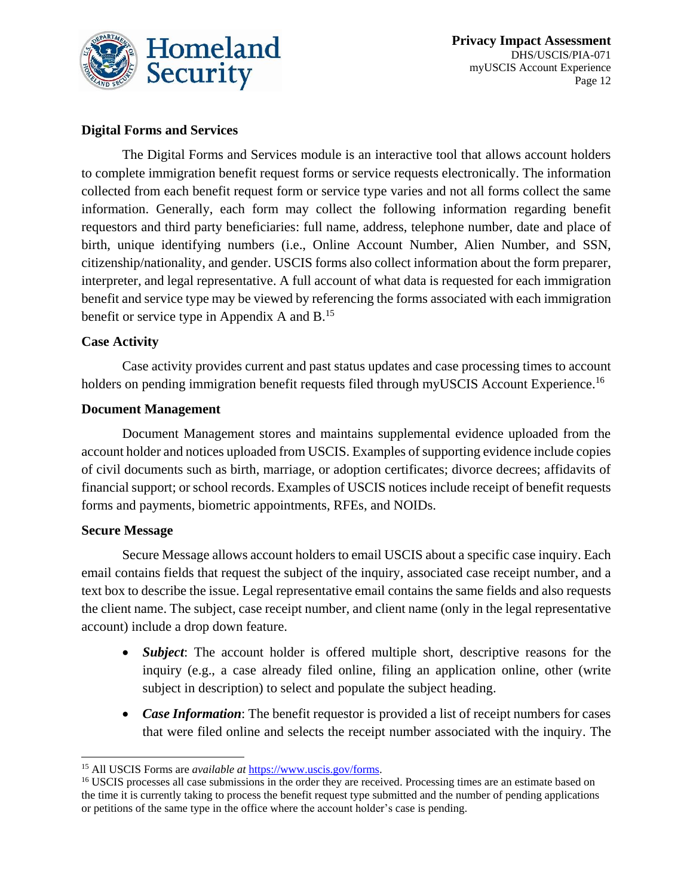**Digital Forms and Services**

The Digital Forms and Services module is an interactive tool that allows account holders to complete immigration benefit request forms or service requests electronically. The information collected from each benefit request form or service type varies and not all forms collect the same information. Generally, each form may collect the following information regarding benefit requestors and third party beneficiaries: full name, address, telephone number, date and place of birth, unique identifying numbers (i.e., Online Account Number, Alien Number, and SSN, citizenship/nationality, and gender. USCIS forms also collect information about the form preparer, interpreter, and legal representative. A full account of what data is requested for each immigration benefit and service type may be viewed by referencing the forms associated with each immigration benefit or service type in Appendix A and B.[15]

**Case Activity**

Case activity provides current and past status updates and case processing times to account holders on pending immigration benefit requests filed through myUSCIS Account Experience.[16]

**Document Management**

Document Management stores and maintains supplemental evidence uploaded from the account holder and notices uploaded from USCIS. Examples of supporting evidence include copies of civil documents such as birth, marriage, or adoption certificates; divorce decrees; affidavits of financial support; or school records. Examples of USCIS notices include receipt of benefit requests forms and payments, biometric appointments, RFEs, and NOIDs.

**Secure Message**

Secure Message allows account holders to email USCIS about a specific case inquiry. Each email contains fields that request the subject of the inquiry, associated case receipt number, and a text box to describe the issue. Legal representative email contains the same fields and also requests the client name. The subject, case receipt number, and client name (only in the legal representative account) include a drop down feature.

- ***Subject***: The account holder is offered multiple short, descriptive reasons for the inquiry (e.g., a case already filed online, filing an application online, other (write subject in description) to select and populate the subject heading.
- ***Case Information***: The benefit requestor is provided a list of receipt numbers for cases that were filed online and selects the receipt number associated with the inquiry. The

[15] All USCIS Forms are *available at* https://www.uscis.gov/forms.

[16] USCIS processes all case submissions in the order they are received. Processing times are an estimate based on the time it is currently taking to process the benefit request type submitted and the number of pending applications or petitions of the same type in the office where the account holder's case is pending.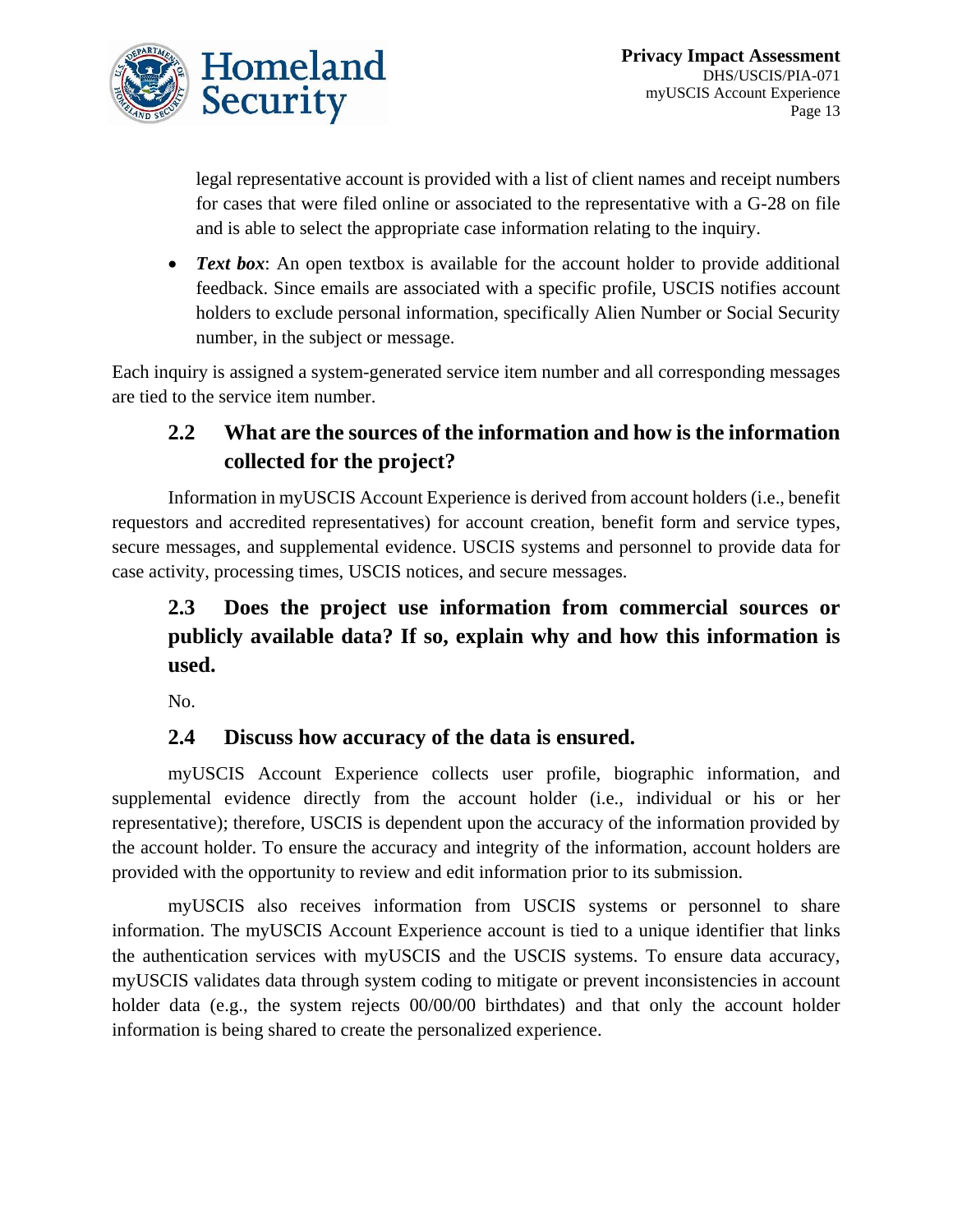legal representative account is provided with a list of client names and receipt numbers for cases that were filed online or associated to the representative with a G-28 on file and is able to select the appropriate case information relating to the inquiry.

- ***Text box***: An open textbox is available for the account holder to provide additional feedback. Since emails are associated with a specific profile, USCIS notifies account holders to exclude personal information, specifically Alien Number or Social Security number, in the subject or message.

Each inquiry is assigned a system-generated service item number and all corresponding messages are tied to the service item number.

## 2.2 What are the sources of the information and how is the information collected for the project?

Information in myUSCIS Account Experience is derived from account holders (i.e., benefit requestors and accredited representatives) for account creation, benefit form and service types, secure messages, and supplemental evidence. USCIS systems and personnel to provide data for case activity, processing times, USCIS notices, and secure messages.

## 2.3 Does the project use information from commercial sources or publicly available data? If so, explain why and how this information is used.

No.

## 2.4 Discuss how accuracy of the data is ensured.

myUSCIS Account Experience collects user profile, biographic information, and supplemental evidence directly from the account holder (i.e., individual or his or her representative); therefore, USCIS is dependent upon the accuracy of the information provided by the account holder. To ensure the accuracy and integrity of the information, account holders are provided with the opportunity to review and edit information prior to its submission.

myUSCIS also receives information from USCIS systems or personnel to share information. The myUSCIS Account Experience account is tied to a unique identifier that links the authentication services with myUSCIS and the USCIS systems. To ensure data accuracy, myUSCIS validates data through system coding to mitigate or prevent inconsistencies in account holder data (e.g., the system rejects 00/00/00 birthdates) and that only the account holder information is being shared to create the personalized experience.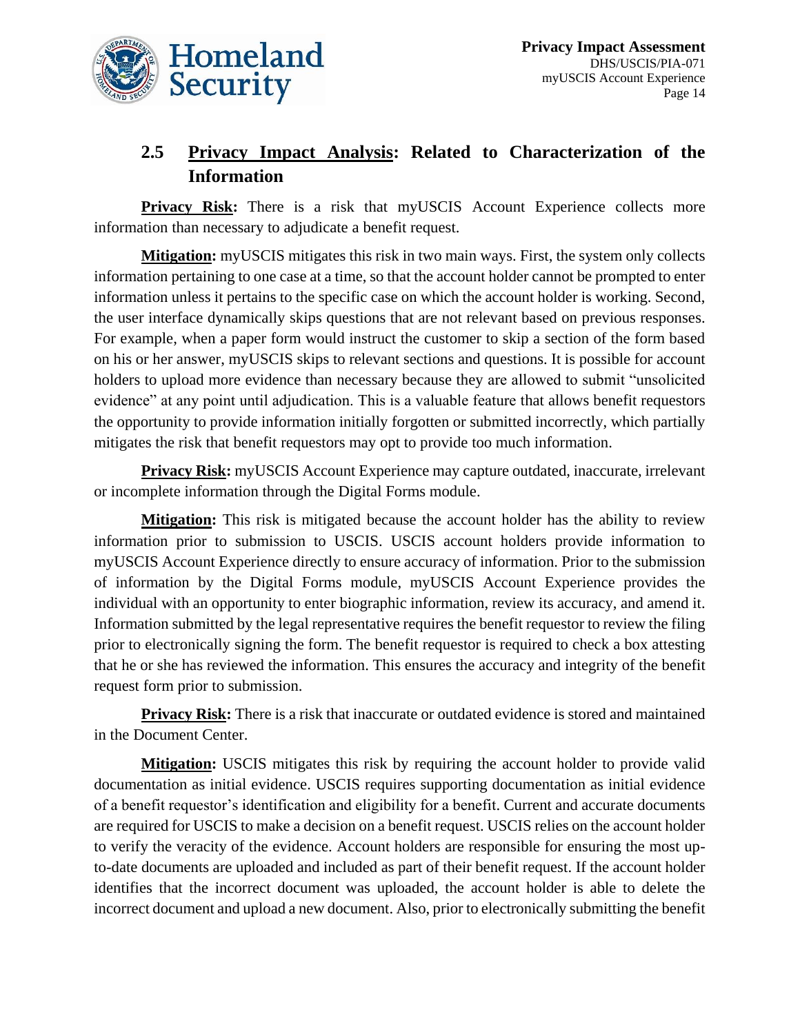## 2.5 Privacy Impact Analysis: Related to Characterization of the Information

**Privacy Risk:** There is a risk that myUSCIS Account Experience collects more information than necessary to adjudicate a benefit request.

**Mitigation:** myUSCIS mitigates this risk in two main ways. First, the system only collects information pertaining to one case at a time, so that the account holder cannot be prompted to enter information unless it pertains to the specific case on which the account holder is working. Second, the user interface dynamically skips questions that are not relevant based on previous responses. For example, when a paper form would instruct the customer to skip a section of the form based on his or her answer, myUSCIS skips to relevant sections and questions. It is possible for account holders to upload more evidence than necessary because they are allowed to submit "unsolicited evidence" at any point until adjudication. This is a valuable feature that allows benefit requestors the opportunity to provide information initially forgotten or submitted incorrectly, which partially mitigates the risk that benefit requestors may opt to provide too much information.

**Privacy Risk:** myUSCIS Account Experience may capture outdated, inaccurate, irrelevant or incomplete information through the Digital Forms module.

**Mitigation:** This risk is mitigated because the account holder has the ability to review information prior to submission to USCIS. USCIS account holders provide information to myUSCIS Account Experience directly to ensure accuracy of information. Prior to the submission of information by the Digital Forms module, myUSCIS Account Experience provides the individual with an opportunity to enter biographic information, review its accuracy, and amend it. Information submitted by the legal representative requires the benefit requestor to review the filing prior to electronically signing the form. The benefit requestor is required to check a box attesting that he or she has reviewed the information. This ensures the accuracy and integrity of the benefit request form prior to submission.

**Privacy Risk:** There is a risk that inaccurate or outdated evidence is stored and maintained in the Document Center.

**Mitigation:** USCIS mitigates this risk by requiring the account holder to provide valid documentation as initial evidence. USCIS requires supporting documentation as initial evidence of a benefit requestor's identification and eligibility for a benefit. Current and accurate documents are required for USCIS to make a decision on a benefit request. USCIS relies on the account holder to verify the veracity of the evidence. Account holders are responsible for ensuring the most up-to-date documents are uploaded and included as part of their benefit request. If the account holder identifies that the incorrect document was uploaded, the account holder is able to delete the incorrect document and upload a new document. Also, prior to electronically submitting the benefit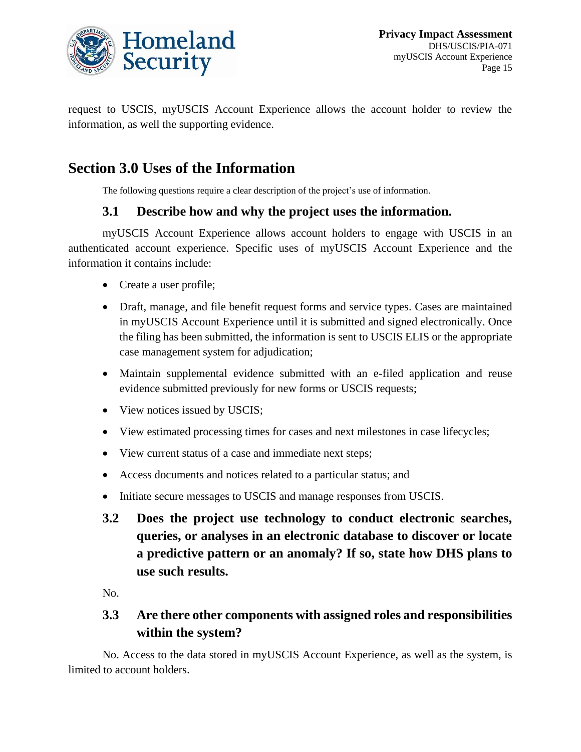request to USCIS, myUSCIS Account Experience allows the account holder to review the information, as well the supporting evidence.

## Section 3.0 Uses of the Information

The following questions require a clear description of the project's use of information.

### 3.1 Describe how and why the project uses the information.

myUSCIS Account Experience allows account holders to engage with USCIS in an authenticated account experience. Specific uses of myUSCIS Account Experience and the information it contains include:

- Create a user profile;
- Draft, manage, and file benefit request forms and service types. Cases are maintained in myUSCIS Account Experience until it is submitted and signed electronically. Once the filing has been submitted, the information is sent to USCIS ELIS or the appropriate case management system for adjudication;
- Maintain supplemental evidence submitted with an e-filed application and reuse evidence submitted previously for new forms or USCIS requests;
- View notices issued by USCIS;
- View estimated processing times for cases and next milestones in case lifecycles;
- View current status of a case and immediate next steps;
- Access documents and notices related to a particular status; and
- Initiate secure messages to USCIS and manage responses from USCIS.

### 3.2 Does the project use technology to conduct electronic searches, queries, or analyses in an electronic database to discover or locate a predictive pattern or an anomaly? If so, state how DHS plans to use such results.

No.

### 3.3 Are there other components with assigned roles and responsibilities within the system?

No. Access to the data stored in myUSCIS Account Experience, as well as the system, is limited to account holders.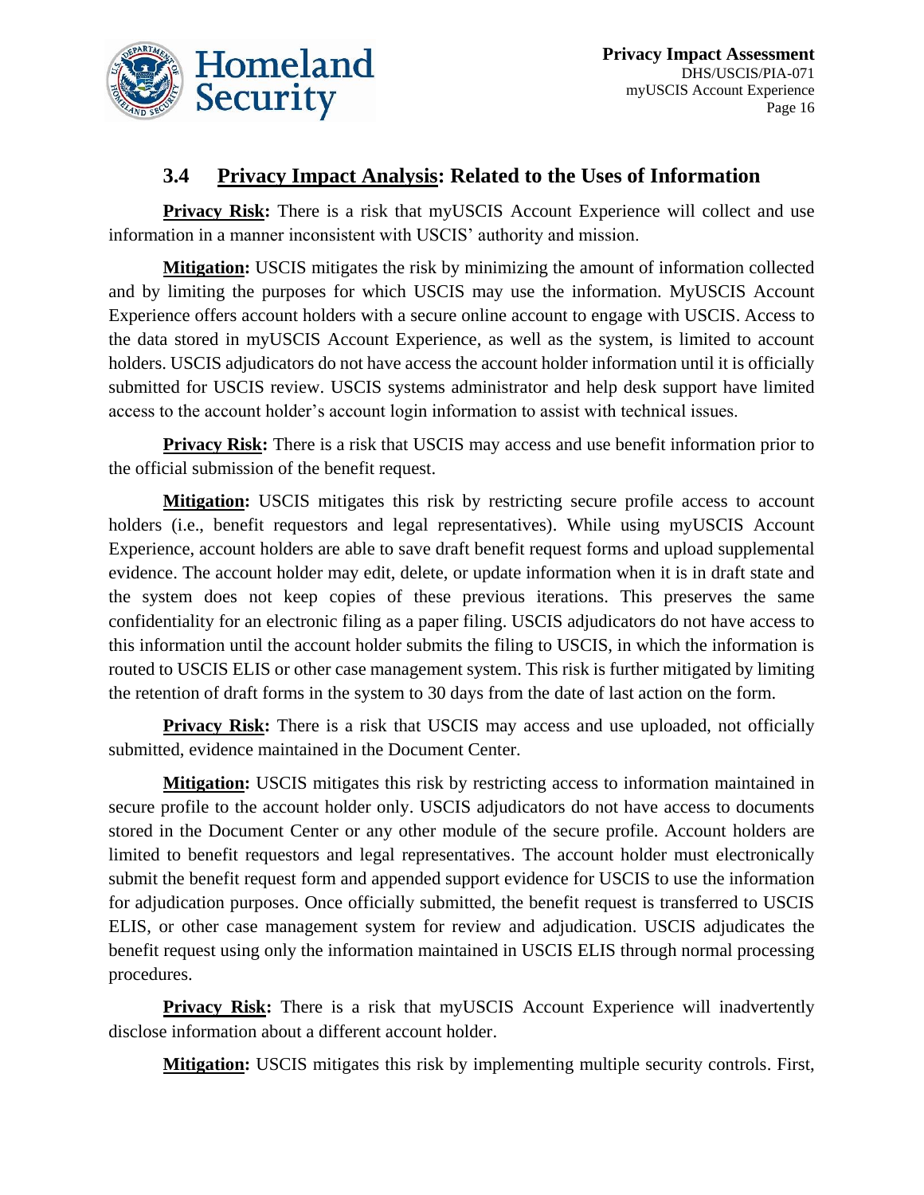### 3.4 Privacy Impact Analysis: Related to the Uses of Information

**Privacy Risk:** There is a risk that myUSCIS Account Experience will collect and use information in a manner inconsistent with USCIS' authority and mission.

**Mitigation:** USCIS mitigates the risk by minimizing the amount of information collected and by limiting the purposes for which USCIS may use the information. MyUSCIS Account Experience offers account holders with a secure online account to engage with USCIS. Access to the data stored in myUSCIS Account Experience, as well as the system, is limited to account holders. USCIS adjudicators do not have access the account holder information until it is officially submitted for USCIS review. USCIS systems administrator and help desk support have limited access to the account holder's account login information to assist with technical issues.

**Privacy Risk:** There is a risk that USCIS may access and use benefit information prior to the official submission of the benefit request.

**Mitigation:** USCIS mitigates this risk by restricting secure profile access to account holders (i.e., benefit requestors and legal representatives). While using myUSCIS Account Experience, account holders are able to save draft benefit request forms and upload supplemental evidence. The account holder may edit, delete, or update information when it is in draft state and the system does not keep copies of these previous iterations. This preserves the same confidentiality for an electronic filing as a paper filing. USCIS adjudicators do not have access to this information until the account holder submits the filing to USCIS, in which the information is routed to USCIS ELIS or other case management system. This risk is further mitigated by limiting the retention of draft forms in the system to 30 days from the date of last action on the form.

**Privacy Risk:** There is a risk that USCIS may access and use uploaded, not officially submitted, evidence maintained in the Document Center.

**Mitigation:** USCIS mitigates this risk by restricting access to information maintained in secure profile to the account holder only. USCIS adjudicators do not have access to documents stored in the Document Center or any other module of the secure profile. Account holders are limited to benefit requestors and legal representatives. The account holder must electronically submit the benefit request form and appended support evidence for USCIS to use the information for adjudication purposes. Once officially submitted, the benefit request is transferred to USCIS ELIS, or other case management system for review and adjudication. USCIS adjudicates the benefit request using only the information maintained in USCIS ELIS through normal processing procedures.

**Privacy Risk:** There is a risk that myUSCIS Account Experience will inadvertently disclose information about a different account holder.

**Mitigation:** USCIS mitigates this risk by implementing multiple security controls. First,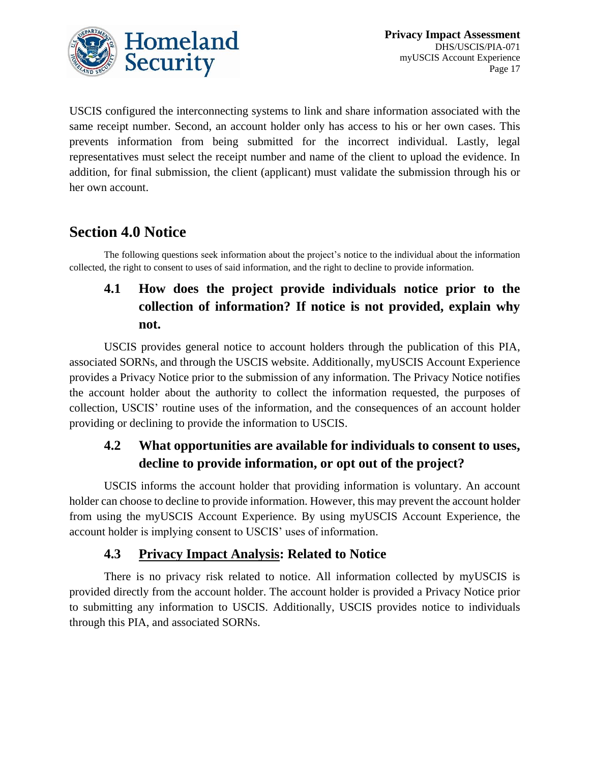USCIS configured the interconnecting systems to link and share information associated with the same receipt number. Second, an account holder only has access to his or her own cases. This prevents information from being submitted for the incorrect individual. Lastly, legal representatives must select the receipt number and name of the client to upload the evidence. In addition, for final submission, the client (applicant) must validate the submission through his or her own account.

## Section 4.0 Notice

The following questions seek information about the project's notice to the individual about the information collected, the right to consent to uses of said information, and the right to decline to provide information.

### 4.1 How does the project provide individuals notice prior to the collection of information? If notice is not provided, explain why not.

USCIS provides general notice to account holders through the publication of this PIA, associated SORNs, and through the USCIS website. Additionally, myUSCIS Account Experience provides a Privacy Notice prior to the submission of any information. The Privacy Notice notifies the account holder about the authority to collect the information requested, the purposes of collection, USCIS' routine uses of the information, and the consequences of an account holder providing or declining to provide the information to USCIS.

### 4.2 What opportunities are available for individuals to consent to uses, decline to provide information, or opt out of the project?

USCIS informs the account holder that providing information is voluntary. An account holder can choose to decline to provide information. However, this may prevent the account holder from using the myUSCIS Account Experience. By using myUSCIS Account Experience, the account holder is implying consent to USCIS' uses of information.

### 4.3 Privacy Impact Analysis: Related to Notice

There is no privacy risk related to notice. All information collected by myUSCIS is provided directly from the account holder. The account holder is provided a Privacy Notice prior to submitting any information to USCIS. Additionally, USCIS provides notice to individuals through this PIA, and associated SORNs.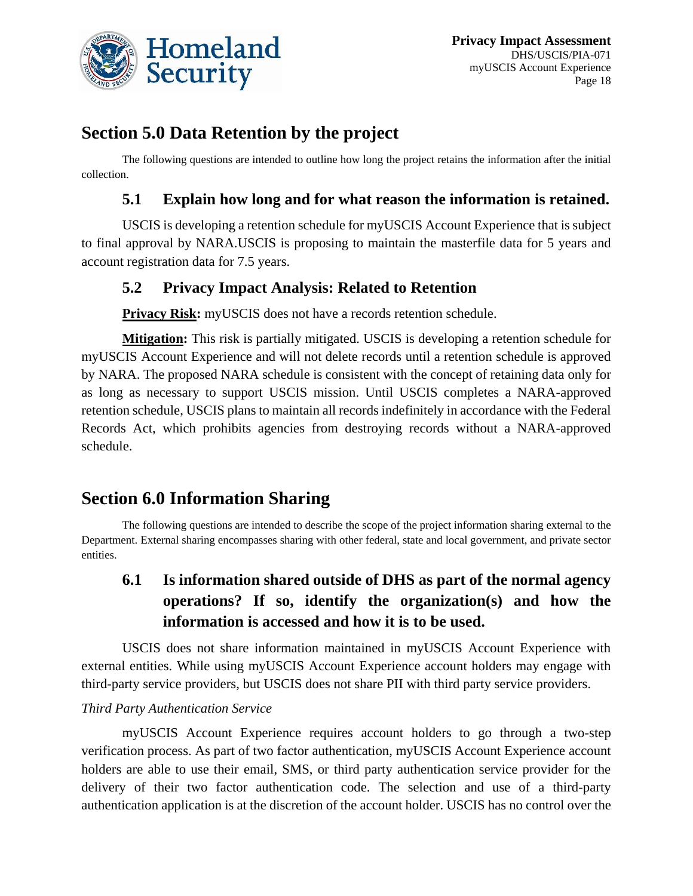## Section 5.0 Data Retention by the project

The following questions are intended to outline how long the project retains the information after the initial collection.

### 5.1 Explain how long and for what reason the information is retained.

USCIS is developing a retention schedule for myUSCIS Account Experience that is subject to final approval by NARA.USCIS is proposing to maintain the masterfile data for 5 years and account registration data for 7.5 years.

### 5.2 Privacy Impact Analysis: Related to Retention

**Privacy Risk:** myUSCIS does not have a records retention schedule.

**Mitigation:** This risk is partially mitigated. USCIS is developing a retention schedule for myUSCIS Account Experience and will not delete records until a retention schedule is approved by NARA. The proposed NARA schedule is consistent with the concept of retaining data only for as long as necessary to support USCIS mission. Until USCIS completes a NARA-approved retention schedule, USCIS plans to maintain all records indefinitely in accordance with the Federal Records Act, which prohibits agencies from destroying records without a NARA-approved schedule.

## Section 6.0 Information Sharing

The following questions are intended to describe the scope of the project information sharing external to the Department. External sharing encompasses sharing with other federal, state and local government, and private sector entities.

### 6.1 Is information shared outside of DHS as part of the normal agency operations? If so, identify the organization(s) and how the information is accessed and how it is to be used.

USCIS does not share information maintained in myUSCIS Account Experience with external entities. While using myUSCIS Account Experience account holders may engage with third-party service providers, but USCIS does not share PII with third party service providers.

*Third Party Authentication Service*

myUSCIS Account Experience requires account holders to go through a two-step verification process. As part of two factor authentication, myUSCIS Account Experience account holders are able to use their email, SMS, or third party authentication service provider for the delivery of their two factor authentication code. The selection and use of a third-party authentication application is at the discretion of the account holder. USCIS has no control over the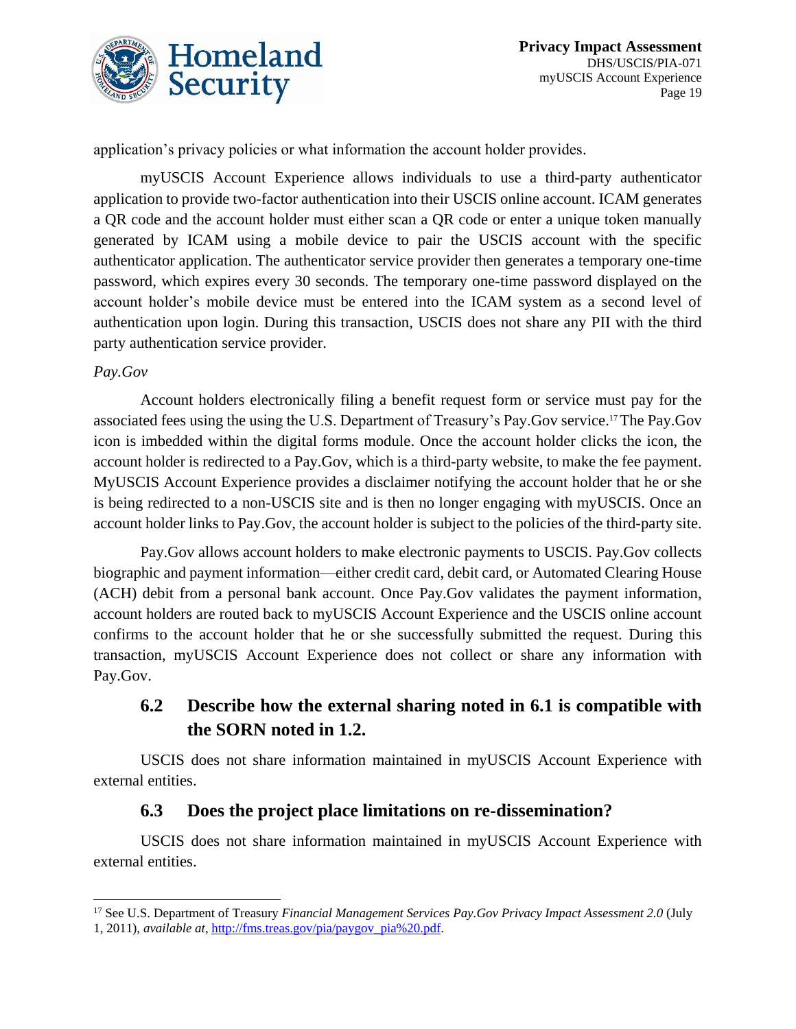application's privacy policies or what information the account holder provides.

myUSCIS Account Experience allows individuals to use a third-party authenticator application to provide two-factor authentication into their USCIS online account. ICAM generates a QR code and the account holder must either scan a QR code or enter a unique token manually generated by ICAM using a mobile device to pair the USCIS account with the specific authenticator application. The authenticator service provider then generates a temporary one-time password, which expires every 30 seconds. The temporary one-time password displayed on the account holder's mobile device must be entered into the ICAM system as a second level of authentication upon login. During this transaction, USCIS does not share any PII with the third party authentication service provider.

*Pay.Gov*

Account holders electronically filing a benefit request form or service must pay for the associated fees using the using the U.S. Department of Treasury's Pay.Gov service.[17] The Pay.Gov icon is imbedded within the digital forms module. Once the account holder clicks the icon, the account holder is redirected to a Pay.Gov, which is a third-party website, to make the fee payment. MyUSCIS Account Experience provides a disclaimer notifying the account holder that he or she is being redirected to a non-USCIS site and is then no longer engaging with myUSCIS. Once an account holder links to Pay.Gov, the account holder is subject to the policies of the third-party site.

Pay.Gov allows account holders to make electronic payments to USCIS. Pay.Gov collects biographic and payment information—either credit card, debit card, or Automated Clearing House (ACH) debit from a personal bank account. Once Pay.Gov validates the payment information, account holders are routed back to myUSCIS Account Experience and the USCIS online account confirms to the account holder that he or she successfully submitted the request. During this transaction, myUSCIS Account Experience does not collect or share any information with Pay.Gov.

### 6.2 Describe how the external sharing noted in 6.1 is compatible with the SORN noted in 1.2.

USCIS does not share information maintained in myUSCIS Account Experience with external entities.

### 6.3 Does the project place limitations on re-dissemination?

USCIS does not share information maintained in myUSCIS Account Experience with external entities.

---

[17] See U.S. Department of Treasury *Financial Management Services Pay.Gov Privacy Impact Assessment 2.0* (July 1, 2011), *available at*, http://fms.treas.gov/pia/paygov_pia%20.pdf.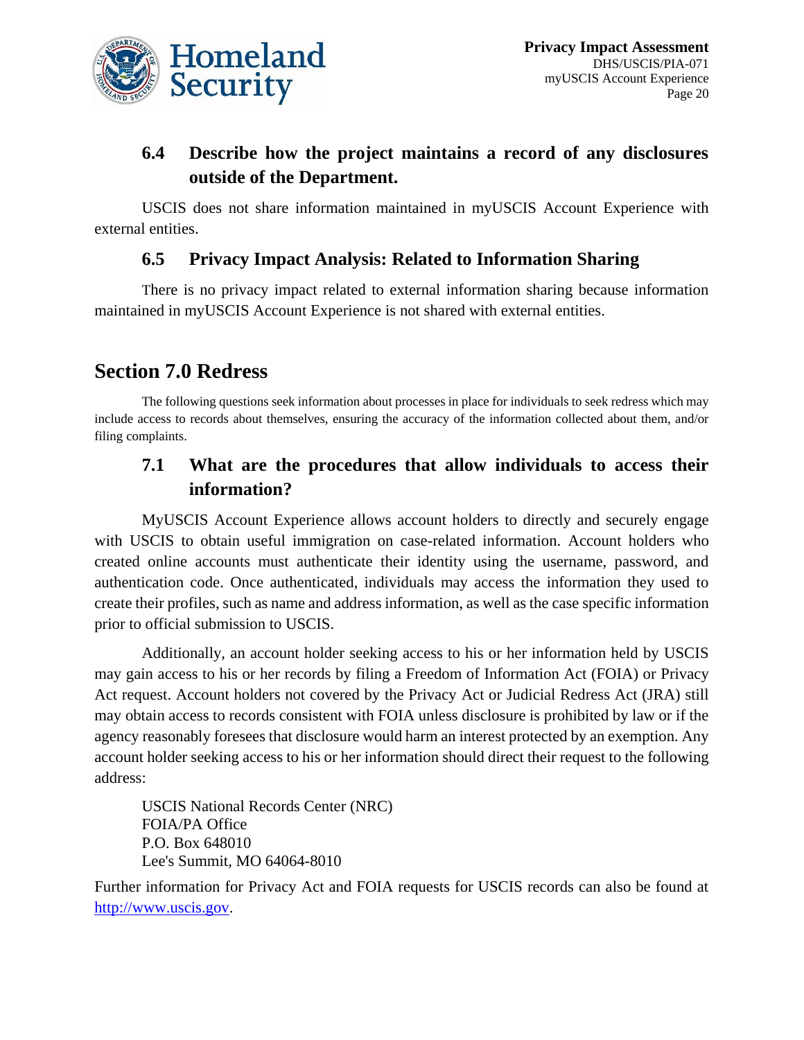### 6.4 Describe how the project maintains a record of any disclosures outside of the Department.

USCIS does not share information maintained in myUSCIS Account Experience with external entities.

### 6.5 Privacy Impact Analysis: Related to Information Sharing

There is no privacy impact related to external information sharing because information maintained in myUSCIS Account Experience is not shared with external entities.

## Section 7.0 Redress

The following questions seek information about processes in place for individuals to seek redress which may include access to records about themselves, ensuring the accuracy of the information collected about them, and/or filing complaints.

### 7.1 What are the procedures that allow individuals to access their information?

MyUSCIS Account Experience allows account holders to directly and securely engage with USCIS to obtain useful immigration on case-related information. Account holders who created online accounts must authenticate their identity using the username, password, and authentication code. Once authenticated, individuals may access the information they used to create their profiles, such as name and address information, as well as the case specific information prior to official submission to USCIS.

Additionally, an account holder seeking access to his or her information held by USCIS may gain access to his or her records by filing a Freedom of Information Act (FOIA) or Privacy Act request. Account holders not covered by the Privacy Act or Judicial Redress Act (JRA) still may obtain access to records consistent with FOIA unless disclosure is prohibited by law or if the agency reasonably foresees that disclosure would harm an interest protected by an exemption. Any account holder seeking access to his or her information should direct their request to the following address:

USCIS National Records Center (NRC)
FOIA/PA Office
P.O. Box 648010
Lee's Summit, MO 64064-8010

Further information for Privacy Act and FOIA requests for USCIS records can also be found at http://www.uscis.gov.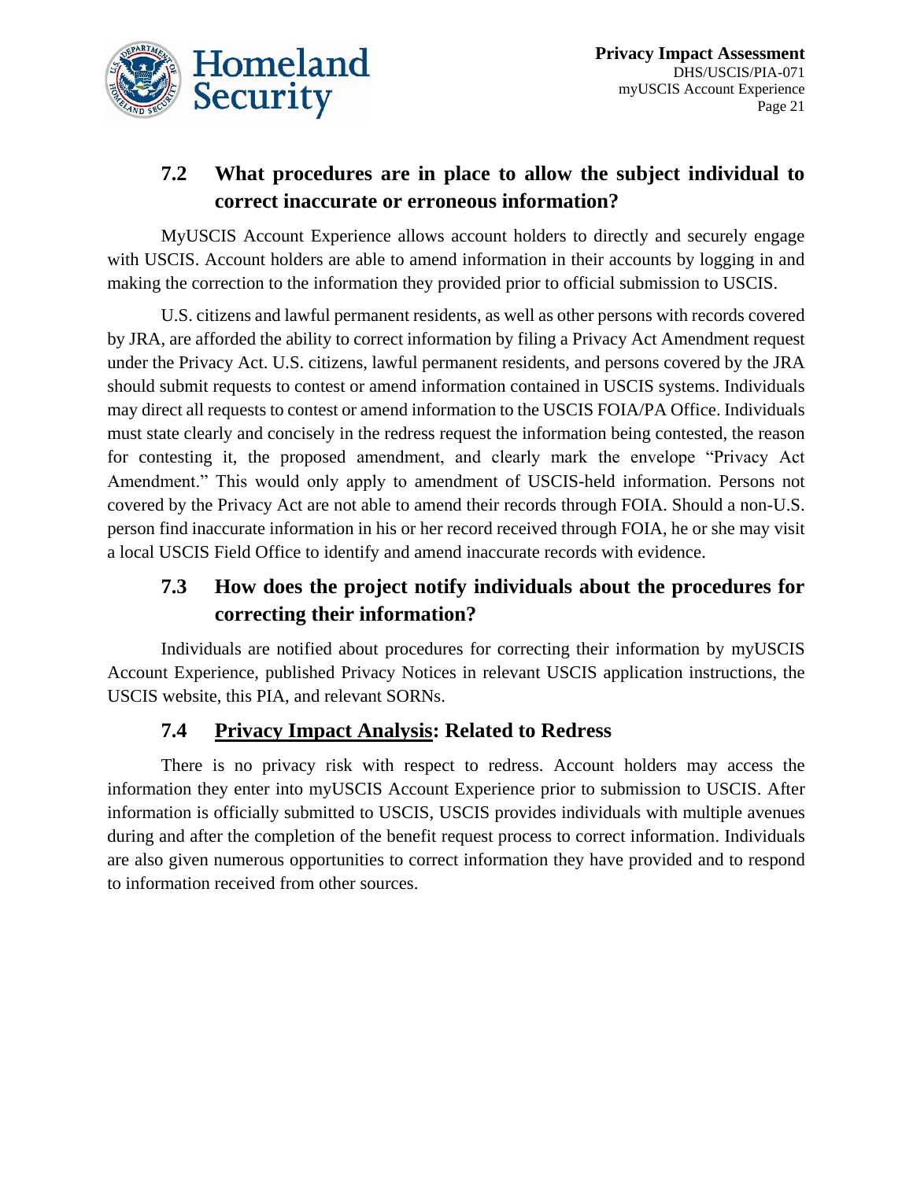### 7.2 What procedures are in place to allow the subject individual to correct inaccurate or erroneous information?

MyUSCIS Account Experience allows account holders to directly and securely engage with USCIS. Account holders are able to amend information in their accounts by logging in and making the correction to the information they provided prior to official submission to USCIS.

U.S. citizens and lawful permanent residents, as well as other persons with records covered by JRA, are afforded the ability to correct information by filing a Privacy Act Amendment request under the Privacy Act. U.S. citizens, lawful permanent residents, and persons covered by the JRA should submit requests to contest or amend information contained in USCIS systems. Individuals may direct all requests to contest or amend information to the USCIS FOIA/PA Office. Individuals must state clearly and concisely in the redress request the information being contested, the reason for contesting it, the proposed amendment, and clearly mark the envelope "Privacy Act Amendment." This would only apply to amendment of USCIS-held information. Persons not covered by the Privacy Act are not able to amend their records through FOIA. Should a non-U.S. person find inaccurate information in his or her record received through FOIA, he or she may visit a local USCIS Field Office to identify and amend inaccurate records with evidence.

### 7.3 How does the project notify individuals about the procedures for correcting their information?

Individuals are notified about procedures for correcting their information by myUSCIS Account Experience, published Privacy Notices in relevant USCIS application instructions, the USCIS website, this PIA, and relevant SORNs.

### 7.4 Privacy Impact Analysis: Related to Redress

There is no privacy risk with respect to redress. Account holders may access the information they enter into myUSCIS Account Experience prior to submission to USCIS. After information is officially submitted to USCIS, USCIS provides individuals with multiple avenues during and after the completion of the benefit request process to correct information. Individuals are also given numerous opportunities to correct information they have provided and to respond to information received from other sources.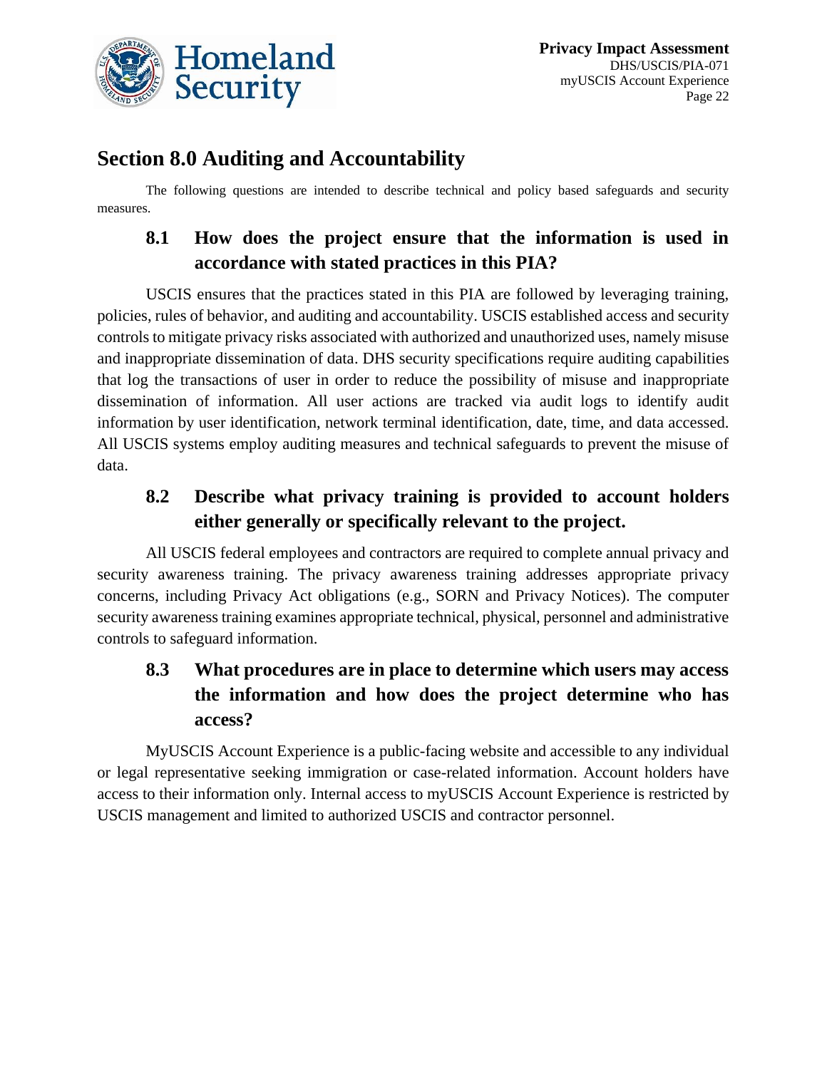## Section 8.0 Auditing and Accountability

The following questions are intended to describe technical and policy based safeguards and security measures.

### 8.1 How does the project ensure that the information is used in accordance with stated practices in this PIA?

USCIS ensures that the practices stated in this PIA are followed by leveraging training, policies, rules of behavior, and auditing and accountability. USCIS established access and security controls to mitigate privacy risks associated with authorized and unauthorized uses, namely misuse and inappropriate dissemination of data. DHS security specifications require auditing capabilities that log the transactions of user in order to reduce the possibility of misuse and inappropriate dissemination of information. All user actions are tracked via audit logs to identify audit information by user identification, network terminal identification, date, time, and data accessed. All USCIS systems employ auditing measures and technical safeguards to prevent the misuse of data.

### 8.2 Describe what privacy training is provided to account holders either generally or specifically relevant to the project.

All USCIS federal employees and contractors are required to complete annual privacy and security awareness training. The privacy awareness training addresses appropriate privacy concerns, including Privacy Act obligations (e.g., SORN and Privacy Notices). The computer security awareness training examines appropriate technical, physical, personnel and administrative controls to safeguard information.

### 8.3 What procedures are in place to determine which users may access the information and how does the project determine who has access?

MyUSCIS Account Experience is a public-facing website and accessible to any individual or legal representative seeking immigration or case-related information. Account holders have access to their information only. Internal access to myUSCIS Account Experience is restricted by USCIS management and limited to authorized USCIS and contractor personnel.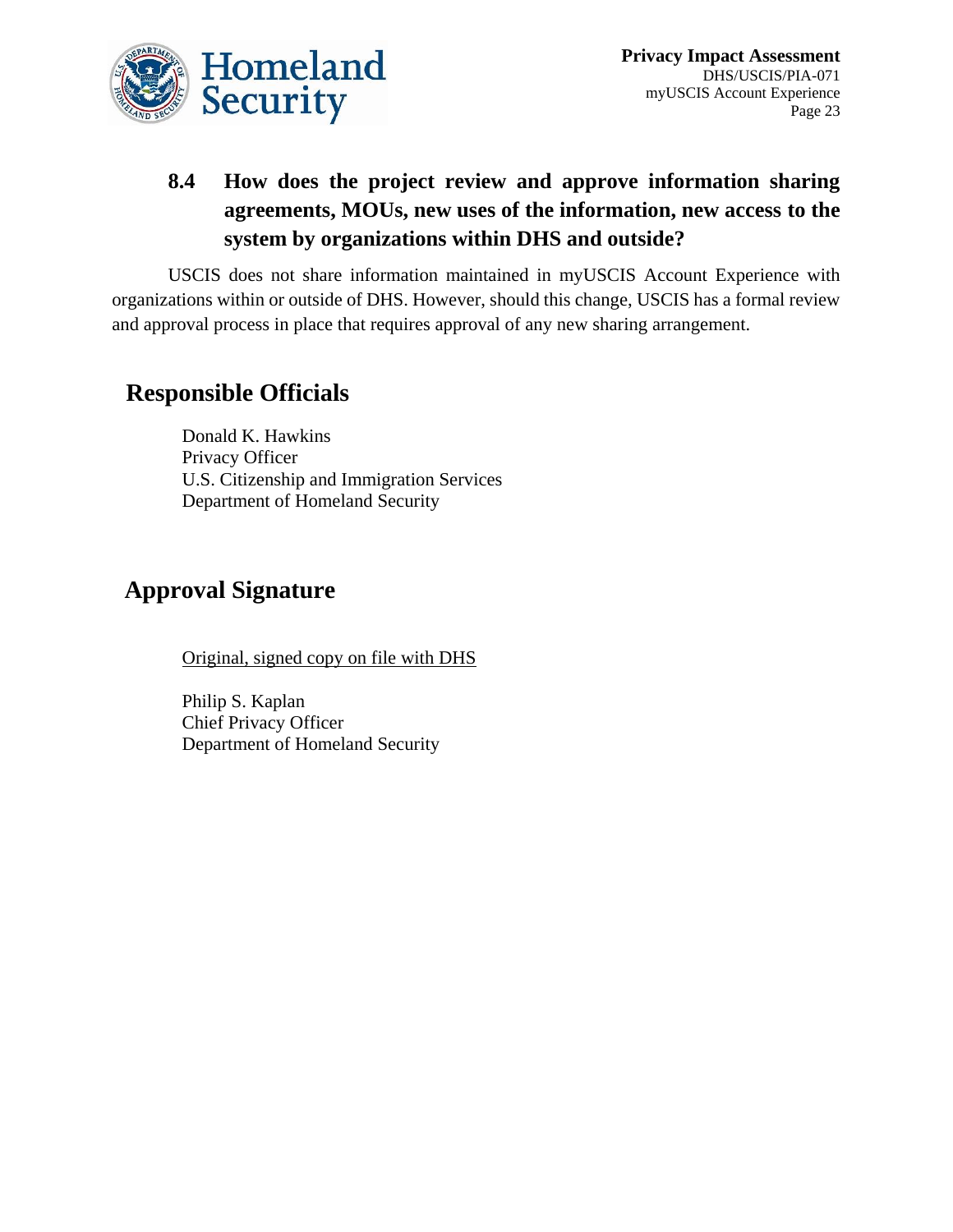### 8.4 How does the project review and approve information sharing agreements, MOUs, new uses of the information, new access to the system by organizations within DHS and outside?

USCIS does not share information maintained in myUSCIS Account Experience with organizations within or outside of DHS. However, should this change, USCIS has a formal review and approval process in place that requires approval of any new sharing arrangement.

## Responsible Officials

Donald K. Hawkins
Privacy Officer
U.S. Citizenship and Immigration Services
Department of Homeland Security

## Approval Signature

Original, signed copy on file with DHS

Philip S. Kaplan
Chief Privacy Officer
Department of Homeland Security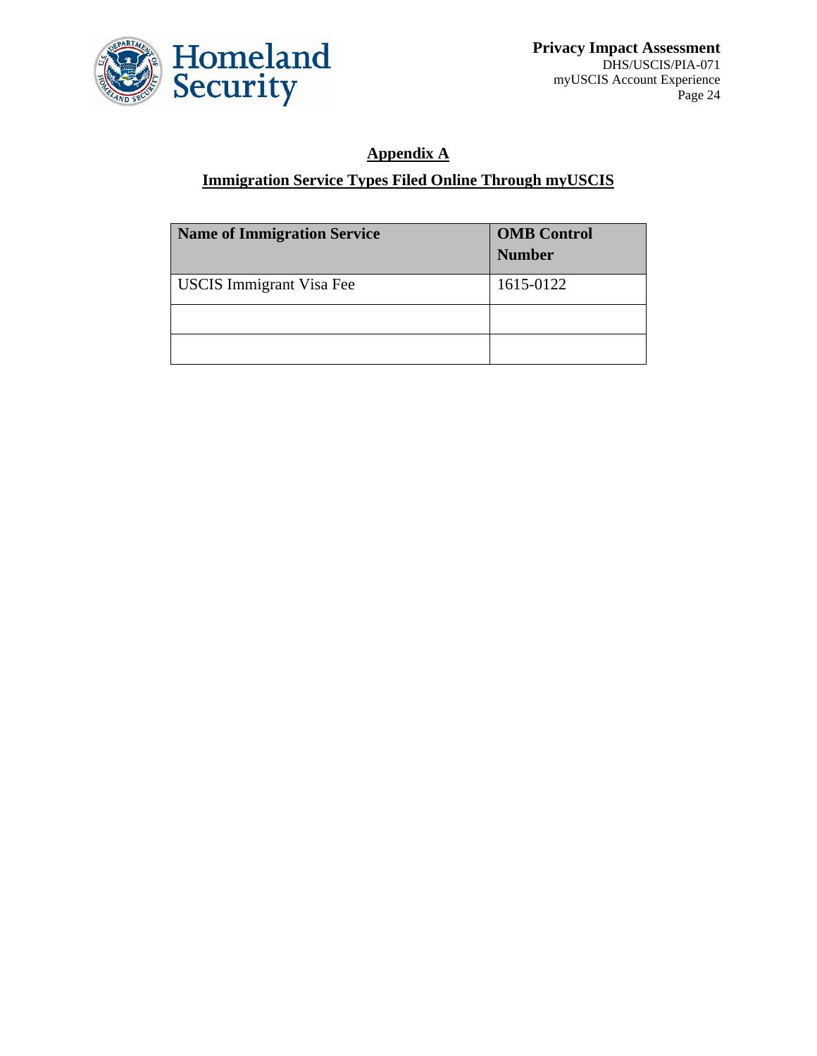## Appendix A

## Immigration Service Types Filed Online Through myUSCIS

| Name of Immigration Service | OMB Control Number |
|---|---|
| USCIS Immigrant Visa Fee | 1615-0122 |
| | |
| | |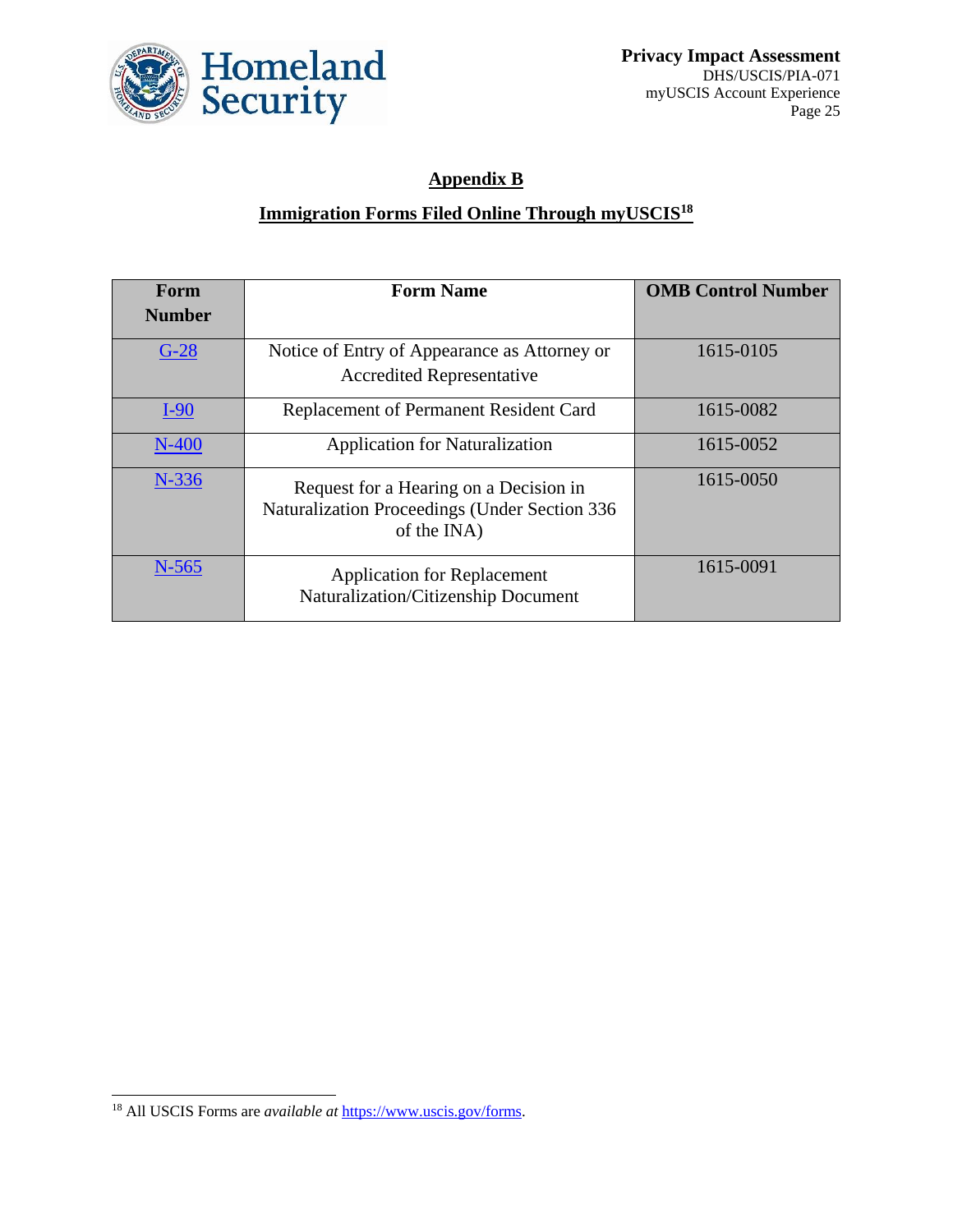## Appendix B

### Immigration Forms Filed Online Through myUSCIS[18]

| Form Number | Form Name | OMB Control Number |
| --- | --- | --- |
| G-28 | Notice of Entry of Appearance as Attorney or Accredited Representative | 1615-0105 |
| I-90 | Replacement of Permanent Resident Card | 1615-0082 |
| N-400 | Application for Naturalization | 1615-0052 |
| N-336 | Request for a Hearing on a Decision in Naturalization Proceedings (Under Section 336 of the INA) | 1615-0050 |
| N-565 | Application for Replacement Naturalization/Citizenship Document | 1615-0091 |

[18] All USCIS Forms are *available at* https://www.uscis.gov/forms.